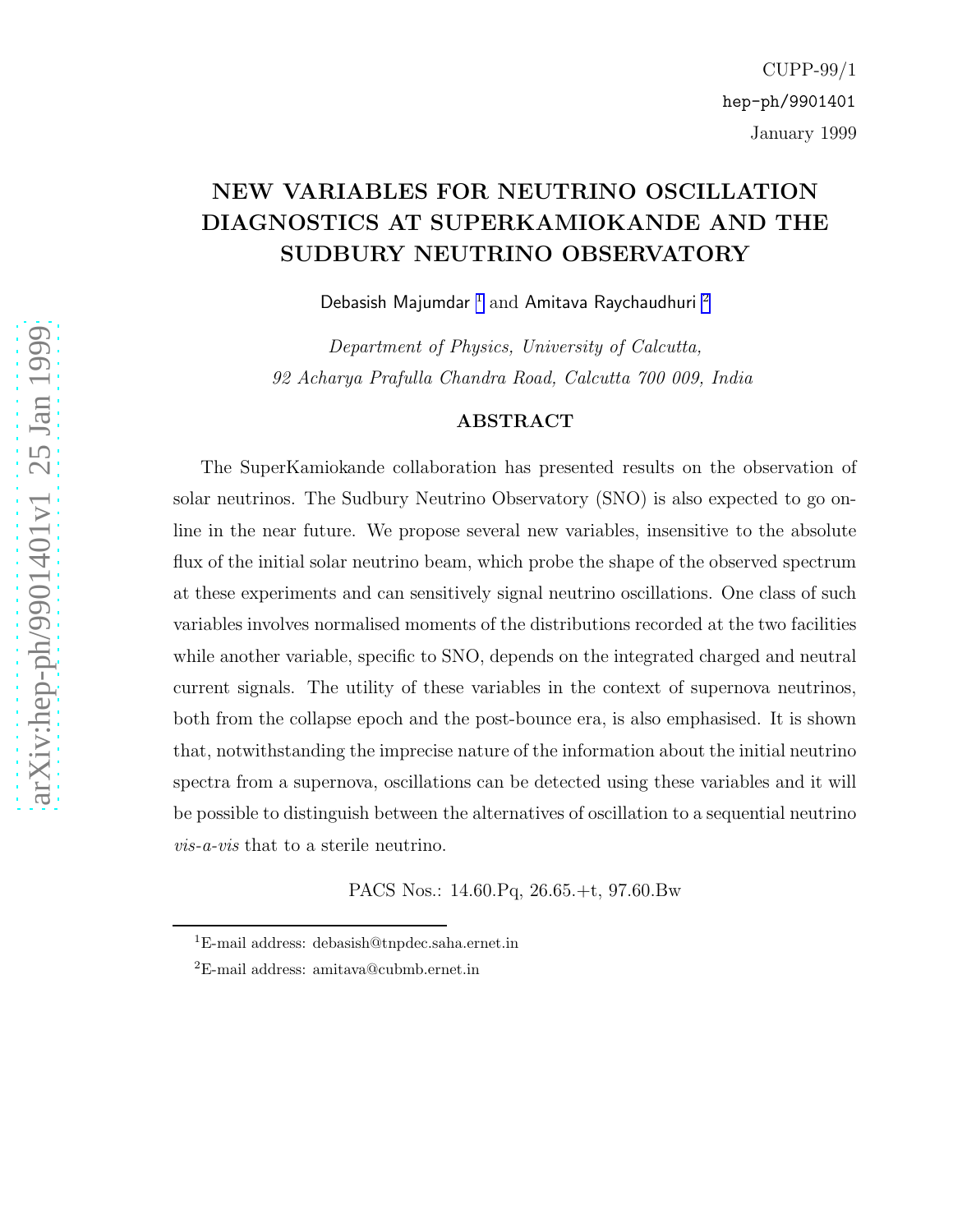CUPP-99/1

hep-ph/9901401

January 1999

# NEW VARIABLES FOR NEUTRINO OSCILLATION DIAGNOSTICS AT SUPERKAMIOKANDE AND THE SUDBURY NEUTRINO OBSERVATORY

Debasish Majumdar [1] and Amitava Raychaudhuri [2]

*Department of Physics, University of Calcutta,*
*92 Acharya Prafulla Chandra Road, Calcutta 700 009, India*

## ABSTRACT

The SuperKamiokande collaboration has presented results on the observation of solar neutrinos. The Sudbury Neutrino Observatory (SNO) is also expected to go on-line in the near future. We propose several new variables, insensitive to the absolute flux of the initial solar neutrino beam, which probe the shape of the observed spectrum at these experiments and can sensitively signal neutrino oscillations. One class of such variables involves normalised moments of the distributions recorded at the two facilities while another variable, specific to SNO, depends on the integrated charged and neutral current signals. The utility of these variables in the context of supernova neutrinos, both from the collapse epoch and the post-bounce era, is also emphasised. It is shown that, notwithstanding the imprecise nature of the information about the initial neutrino spectra from a supernova, oscillations can be detected using these variables and it will be possible to distinguish between the alternatives of oscillation to a sequential neutrino *vis-a-vis* that to a sterile neutrino.

PACS Nos.: 14.60.Pq, 26.65.+t, 97.60.Bw

---

[1] E-mail address: debasish@tnpdec.saha.ernet.in

[2] E-mail address: amitava@cubmb.ernet.in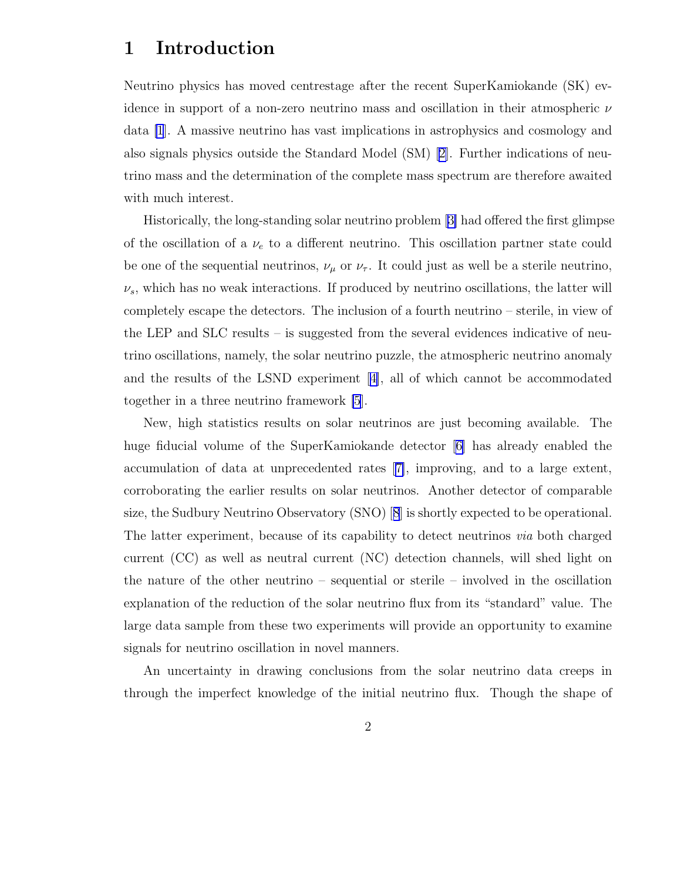# 1 Introduction

Neutrino physics has moved centrestage after the recent SuperKamiokande (SK) evidence in support of a non-zero neutrino mass and oscillation in their atmospheric $\nu$ data [1]. A massive neutrino has vast implications in astrophysics and cosmology and also signals physics outside the Standard Model (SM) [2]. Further indications of neutrino mass and the determination of the complete mass spectrum are therefore awaited with much interest.

Historically, the long-standing solar neutrino problem [3] had offered the first glimpse of the oscillation of a $\nu_e$ to a different neutrino. This oscillation partner state could be one of the sequential neutrinos, $\nu_\mu$ or $\nu_\tau$. It could just as well be a sterile neutrino, $\nu_s$, which has no weak interactions. If produced by neutrino oscillations, the latter will completely escape the detectors. The inclusion of a fourth neutrino – sterile, in view of the LEP and SLC results – is suggested from the several evidences indicative of neutrino oscillations, namely, the solar neutrino puzzle, the atmospheric neutrino anomaly and the results of the LSND experiment [4], all of which cannot be accommodated together in a three neutrino framework [5].

New, high statistics results on solar neutrinos are just becoming available. The huge fiducial volume of the SuperKamiokande detector [6] has already enabled the accumulation of data at unprecedented rates [7], improving, and to a large extent, corroborating the earlier results on solar neutrinos. Another detector of comparable size, the Sudbury Neutrino Observatory (SNO) [8] is shortly expected to be operational. The latter experiment, because of its capability to detect neutrinos *via* both charged current (CC) as well as neutral current (NC) detection channels, will shed light on the nature of the other neutrino – sequential or sterile – involved in the oscillation explanation of the reduction of the solar neutrino flux from its "standard" value. The large data sample from these two experiments will provide an opportunity to examine signals for neutrino oscillation in novel manners.

An uncertainty in drawing conclusions from the solar neutrino data creeps in through the imperfect knowledge of the initial neutrino flux. Though the shape of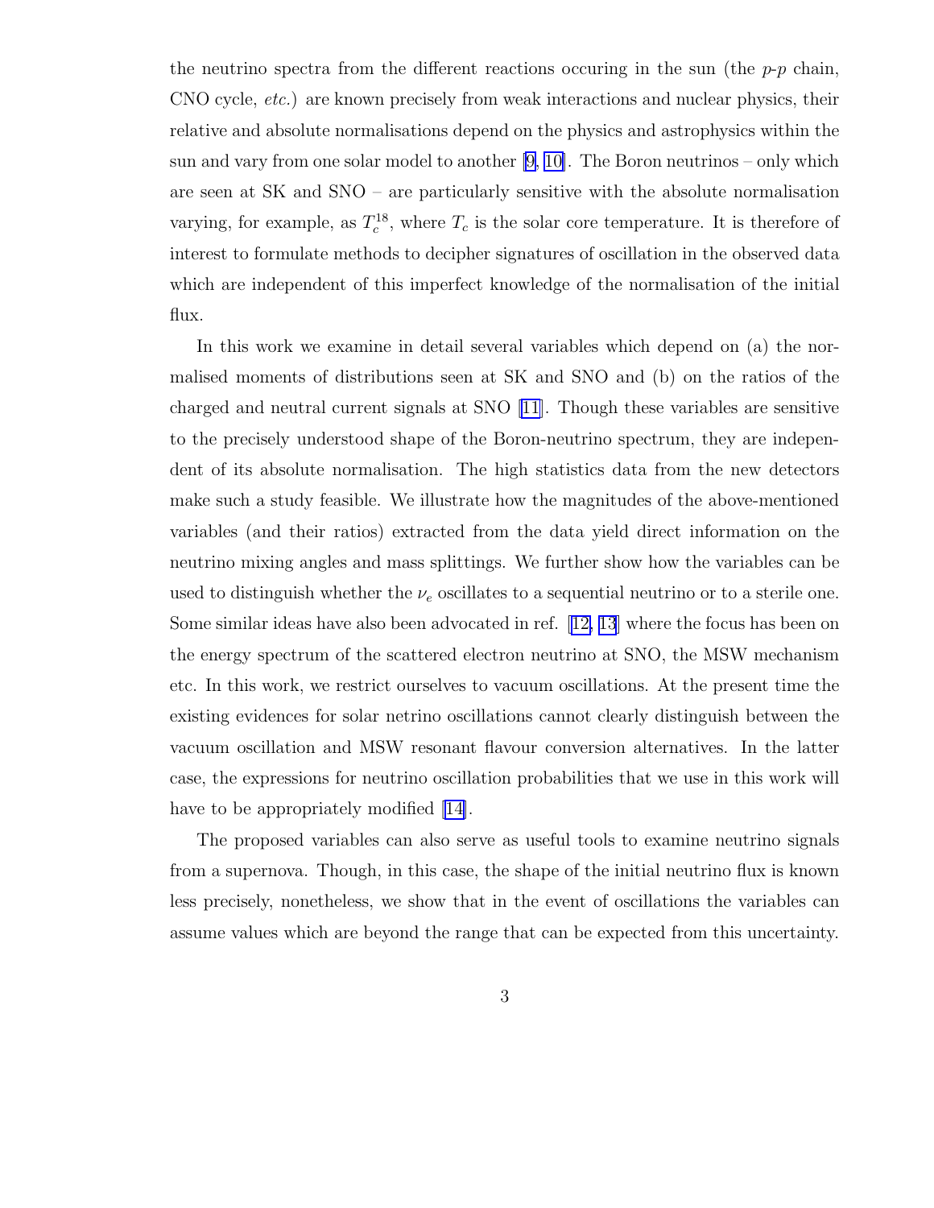the neutrino spectra from the different reactions occuring in the sun (the *p*-*p* chain, CNO cycle, *etc.*) are known precisely from weak interactions and nuclear physics, their relative and absolute normalisations depend on the physics and astrophysics within the sun and vary from one solar model to another [9, 10]. The Boron neutrinos – only which are seen at SK and SNO – are particularly sensitive with the absolute normalisation varying, for example, as $T_c^{18}$, where $T_c$ is the solar core temperature. It is therefore of interest to formulate methods to decipher signatures of oscillation in the observed data which are independent of this imperfect knowledge of the normalisation of the initial flux.

In this work we examine in detail several variables which depend on (a) the normalised moments of distributions seen at SK and SNO and (b) on the ratios of the charged and neutral current signals at SNO [11]. Though these variables are sensitive to the precisely understood shape of the Boron-neutrino spectrum, they are independent of its absolute normalisation. The high statistics data from the new detectors make such a study feasible. We illustrate how the magnitudes of the above-mentioned variables (and their ratios) extracted from the data yield direct information on the neutrino mixing angles and mass splittings. We further show how the variables can be used to distinguish whether the $\nu_e$ oscillates to a sequential neutrino or to a sterile one. Some similar ideas have also been advocated in ref. [12, 13] where the focus has been on the energy spectrum of the scattered electron neutrino at SNO, the MSW mechanism etc. In this work, we restrict ourselves to vacuum oscillations. At the present time the existing evidences for solar netrino oscillations cannot clearly distinguish between the vacuum oscillation and MSW resonant flavour conversion alternatives. In the latter case, the expressions for neutrino oscillation probabilities that we use in this work will have to be appropriately modified [14].

The proposed variables can also serve as useful tools to examine neutrino signals from a supernova. Though, in this case, the shape of the initial neutrino flux is known less precisely, nonetheless, we show that in the event of oscillations the variables can assume values which are beyond the range that can be expected from this uncertainty.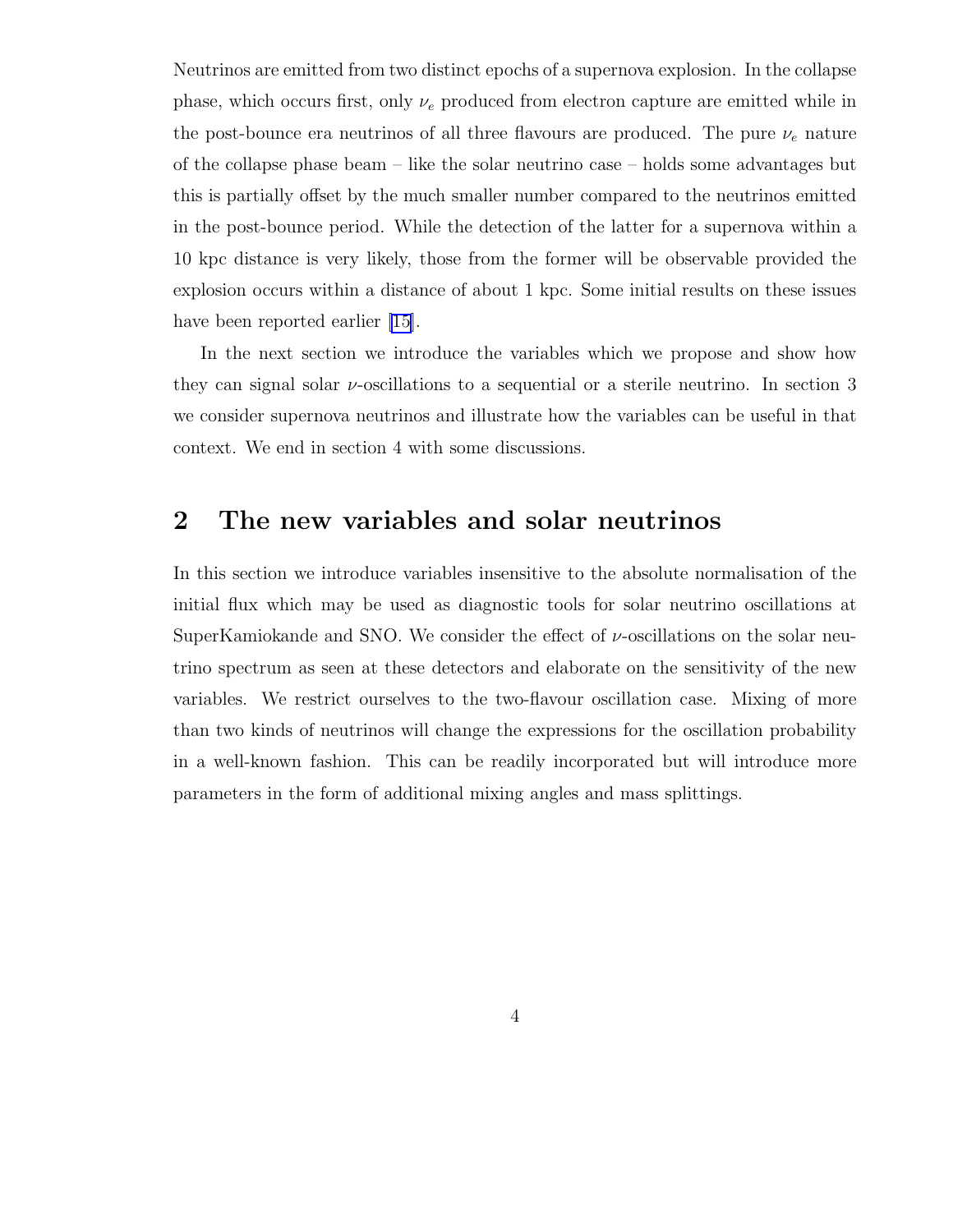Neutrinos are emitted from two distinct epochs of a supernova explosion. In the collapse phase, which occurs first, only $\nu_e$ produced from electron capture are emitted while in the post-bounce era neutrinos of all three flavours are produced. The pure $\nu_e$ nature of the collapse phase beam – like the solar neutrino case – holds some advantages but this is partially offset by the much smaller number compared to the neutrinos emitted in the post-bounce period. While the detection of the latter for a supernova within a 10 kpc distance is very likely, those from the former will be observable provided the explosion occurs within a distance of about 1 kpc. Some initial results on these issues have been reported earlier [15].

In the next section we introduce the variables which we propose and show how they can signal solar $\nu$-oscillations to a sequential or a sterile neutrino. In section 3 we consider supernova neutrinos and illustrate how the variables can be useful in that context. We end in section 4 with some discussions.

## 2 The new variables and solar neutrinos

In this section we introduce variables insensitive to the absolute normalisation of the initial flux which may be used as diagnostic tools for solar neutrino oscillations at SuperKamiokande and SNO. We consider the effect of $\nu$-oscillations on the solar neutrino spectrum as seen at these detectors and elaborate on the sensitivity of the new variables. We restrict ourselves to the two-flavour oscillation case. Mixing of more than two kinds of neutrinos will change the expressions for the oscillation probability in a well-known fashion. This can be readily incorporated but will introduce more parameters in the form of additional mixing angles and mass splittings.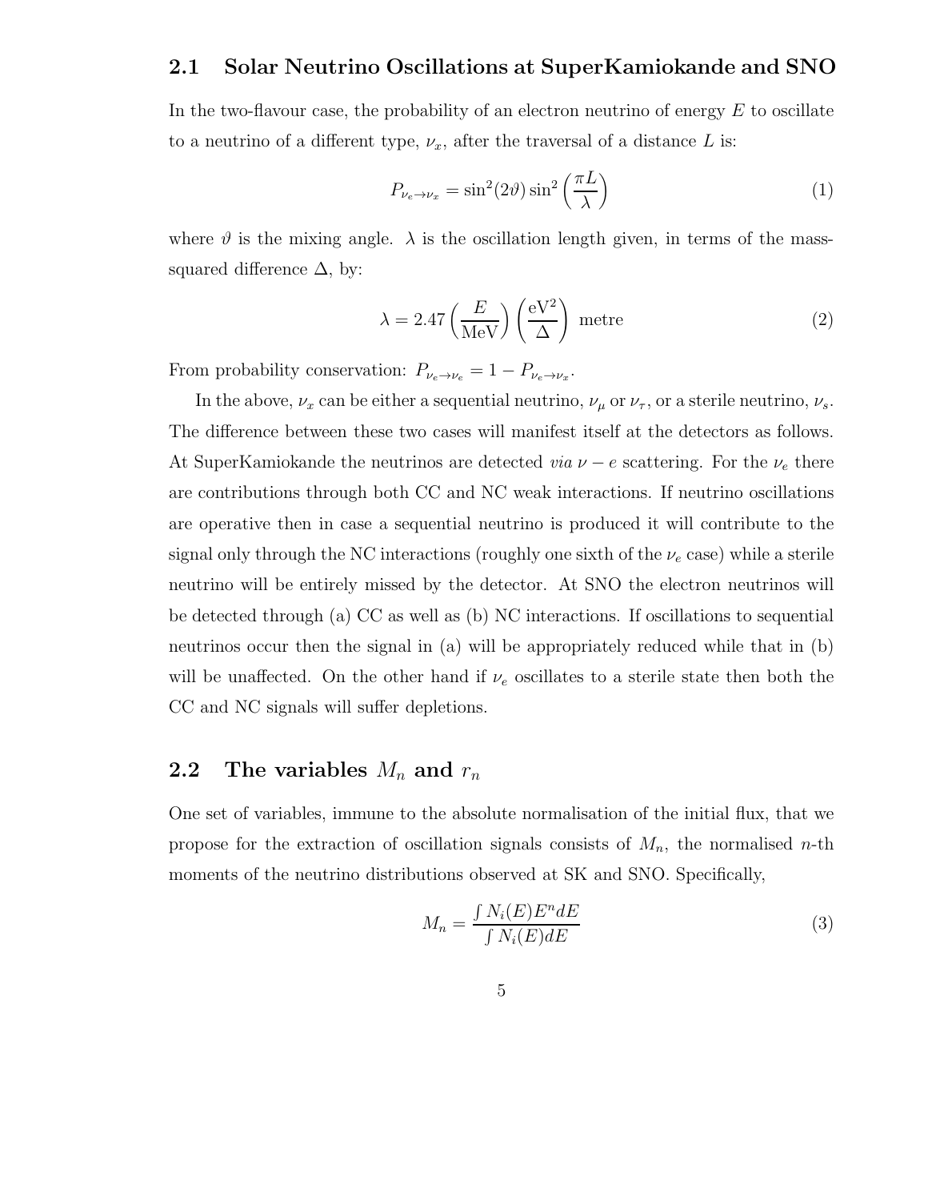## 2.1 Solar Neutrino Oscillations at SuperKamiokande and SNO

In the two-flavour case, the probability of an electron neutrino of energy $E$ to oscillate to a neutrino of a different type, $\nu_x$, after the traversal of a distance $L$ is:

$$P_{\nu_e \to \nu_x} = \sin^2(2\vartheta) \sin^2\left(\frac{\pi L}{\lambda}\right) \tag{1}$$

where $\vartheta$ is the mixing angle. $\lambda$ is the oscillation length given, in terms of the mass-squared difference $\Delta$, by:

$$\lambda = 2.47 \left(\frac{E}{\text{MeV}}\right)\left(\frac{\text{eV}^2}{\Delta}\right) \text{ metre} \tag{2}$$

From probability conservation: $P_{\nu_e \to \nu_e} = 1 - P_{\nu_e \to \nu_x}$.

In the above, $\nu_x$ can be either a sequential neutrino, $\nu_\mu$ or $\nu_\tau$, or a sterile neutrino, $\nu_s$. The difference between these two cases will manifest itself at the detectors as follows. At SuperKamiokande the neutrinos are detected *via* $\nu - e$ scattering. For the $\nu_e$ there are contributions through both CC and NC weak interactions. If neutrino oscillations are operative then in case a sequential neutrino is produced it will contribute to the signal only through the NC interactions (roughly one sixth of the $\nu_e$ case) while a sterile neutrino will be entirely missed by the detector. At SNO the electron neutrinos will be detected through (a) CC as well as (b) NC interactions. If oscillations to sequential neutrinos occur then the signal in (a) will be appropriately reduced while that in (b) will be unaffected. On the other hand if $\nu_e$ oscillates to a sterile state then both the CC and NC signals will suffer depletions.

## 2.2 The variables $M_n$ and $r_n$

One set of variables, immune to the absolute normalisation of the initial flux, that we propose for the extraction of oscillation signals consists of $M_n$, the normalised $n$-th moments of the neutrino distributions observed at SK and SNO. Specifically,

$$M_n = \frac{\int N_i(E) E^n dE}{\int N_i(E) dE} \tag{3}$$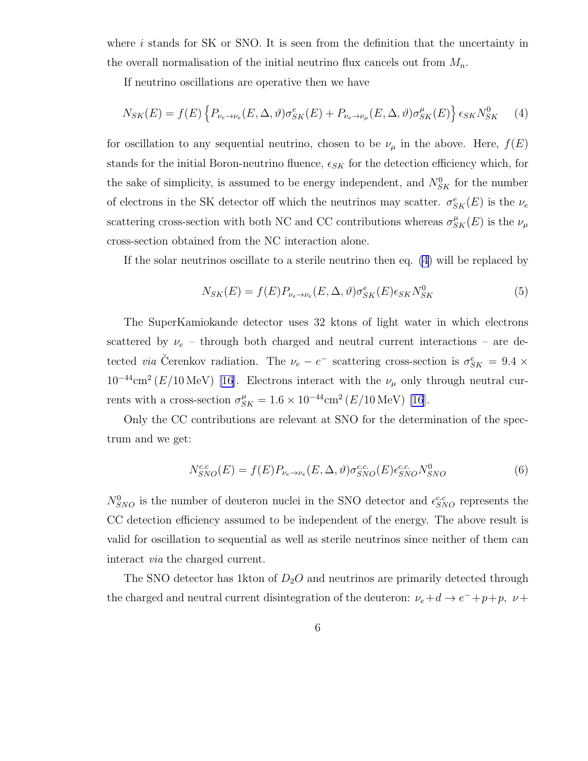where $i$ stands for SK or SNO. It is seen from the definition that the uncertainty in the overall normalisation of the initial neutrino flux cancels out from $M_n$.

If neutrino oscillations are operative then we have

$$N_{SK}(E) = f(E)\left\{P_{\nu_e\to\nu_e}(E,\Delta,\vartheta)\sigma^e_{SK}(E) + P_{\nu_e\to\nu_\mu}(E,\Delta,\vartheta)\sigma^\mu_{SK}(E)\right\}\epsilon_{SK}N^0_{SK} \quad (4)$$

for oscillation to any sequential neutrino, chosen to be $\nu_\mu$ in the above. Here, $f(E)$ stands for the initial Boron-neutrino fluence, $\epsilon_{SK}$ for the detection efficiency which, for the sake of simplicity, is assumed to be energy independent, and $N^0_{SK}$ for the number of electrons in the SK detector off which the neutrinos may scatter. $\sigma^e_{SK}(E)$ is the $\nu_e$ scattering cross-section with both NC and CC contributions whereas $\sigma^\mu_{SK}(E)$ is the $\nu_\mu$ cross-section obtained from the NC interaction alone.

If the solar neutrinos oscillate to a sterile neutrino then eq. (4) will be replaced by

$$N_{SK}(E) = f(E)P_{\nu_e\to\nu_e}(E,\Delta,\vartheta)\sigma^e_{SK}(E)\epsilon_{SK}N^0_{SK} \quad (5)$$

The SuperKamiokande detector uses 32 ktons of light water in which electrons scattered by $\nu_e$ – through both charged and neutral current interactions – are detected *via* Čerenkov radiation. The $\nu_e - e^-$ scattering cross-section is $\sigma^e_{SK} = 9.4 \times 10^{-44}\text{cm}^2\,(E/10\,\text{MeV})$ [16]. Electrons interact with the $\nu_\mu$ only through neutral currents with a cross-section $\sigma^\mu_{SK} = 1.6 \times 10^{-44}\text{cm}^2\,(E/10\,\text{MeV})$ [16].

Only the CC contributions are relevant at SNO for the determination of the spectrum and we get:

$$N^{c.c}_{SNO}(E) = f(E)P_{\nu_e\to\nu_e}(E,\Delta,\vartheta)\sigma^{c.c.}_{SNO}(E)\epsilon^{c.c.}_{SNO}N^0_{SNO} \quad (6)$$

$N^0_{SNO}$ is the number of deuteron nuclei in the SNO detector and $\epsilon^{c.c}_{SNO}$ represents the CC detection efficiency assumed to be independent of the energy. The above result is valid for oscillation to sequential as well as sterile neutrinos since neither of them can interact *via* the charged current.

The SNO detector has 1kton of $D_2O$ and neutrinos are primarily detected through the charged and neutral current disintegration of the deuteron: $\nu_e + d \to e^- + p + p,\ \nu +$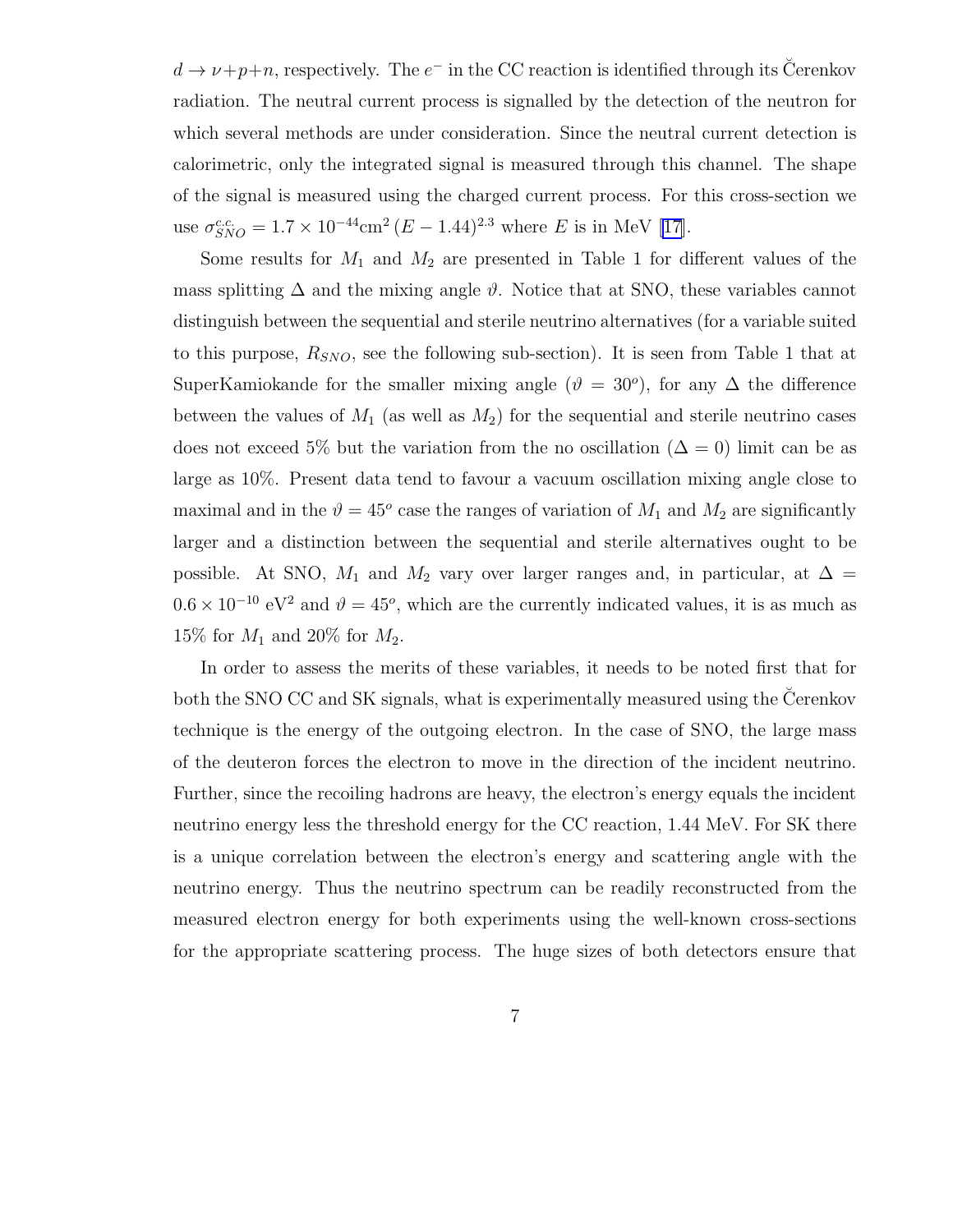$d \to \nu + p + n$, respectively. The $e^-$ in the CC reaction is identified through its Čerenkov radiation. The neutral current process is signalled by the detection of the neutron for which several methods are under consideration. Since the neutral current detection is calorimetric, only the integrated signal is measured through this channel. The shape of the signal is measured using the charged current process. For this cross-section we use $\sigma_{SNO}^{c.c.} = 1.7 \times 10^{-44}\text{cm}^2\,(E - 1.44)^{2.3}$ where $E$ is in MeV [17].

Some results for $M_1$ and $M_2$ are presented in Table 1 for different values of the mass splitting $\Delta$ and the mixing angle $\vartheta$. Notice that at SNO, these variables cannot distinguish between the sequential and sterile neutrino alternatives (for a variable suited to this purpose, $R_{SNO}$, see the following sub-section). It is seen from Table 1 that at SuperKamiokande for the smaller mixing angle ($\vartheta = 30^o$), for any $\Delta$ the difference between the values of $M_1$ (as well as $M_2$) for the sequential and sterile neutrino cases does not exceed 5% but the variation from the no oscillation ($\Delta = 0$) limit can be as large as 10%. Present data tend to favour a vacuum oscillation mixing angle close to maximal and in the $\vartheta = 45^o$ case the ranges of variation of $M_1$ and $M_2$ are significantly larger and a distinction between the sequential and sterile alternatives ought to be possible. At SNO, $M_1$ and $M_2$ vary over larger ranges and, in particular, at $\Delta = 0.6 \times 10^{-10}$ eV$^2$ and $\vartheta = 45^o$, which are the currently indicated values, it is as much as 15% for $M_1$ and 20% for $M_2$.

In order to assess the merits of these variables, it needs to be noted first that for both the SNO CC and SK signals, what is experimentally measured using the Čerenkov technique is the energy of the outgoing electron. In the case of SNO, the large mass of the deuteron forces the electron to move in the direction of the incident neutrino. Further, since the recoiling hadrons are heavy, the electron's energy equals the incident neutrino energy less the threshold energy for the CC reaction, 1.44 MeV. For SK there is a unique correlation between the electron's energy and scattering angle with the neutrino energy. Thus the neutrino spectrum can be readily reconstructed from the measured electron energy for both experiments using the well-known cross-sections for the appropriate scattering process. The huge sizes of both detectors ensure that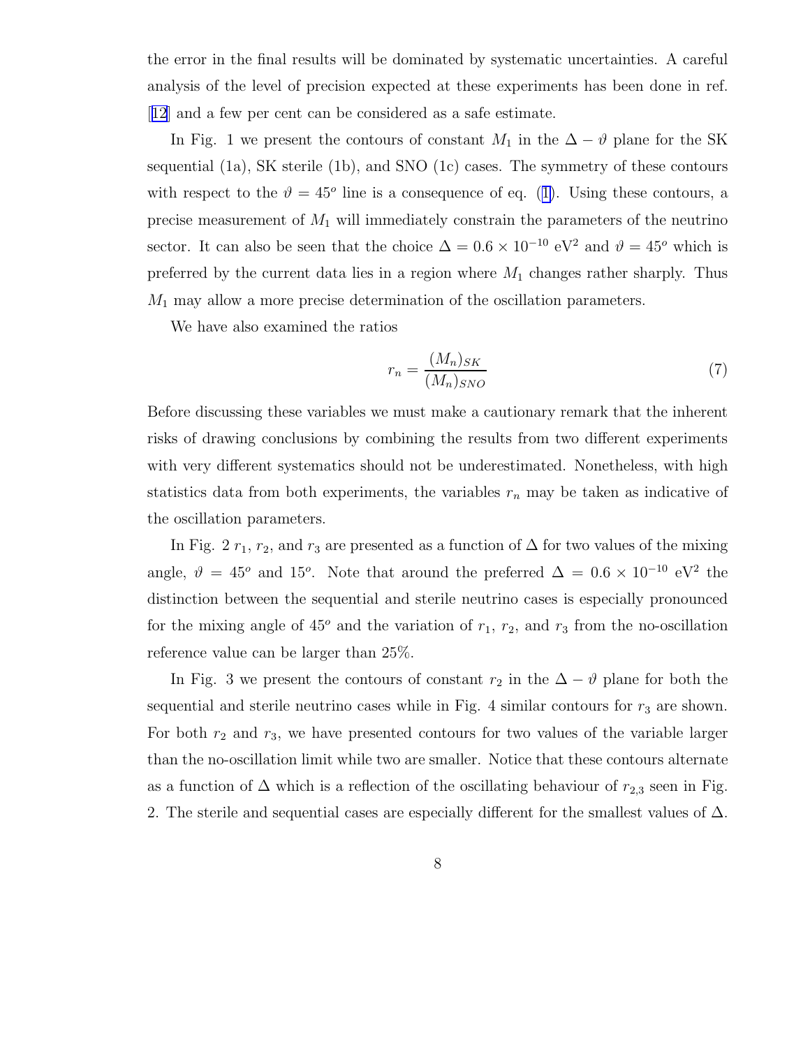the error in the final results will be dominated by systematic uncertainties. A careful analysis of the level of precision expected at these experiments has been done in ref. [12] and a few per cent can be considered as a safe estimate.

In Fig. 1 we present the contours of constant $M_1$ in the $\Delta - \vartheta$ plane for the SK sequential (1a), SK sterile (1b), and SNO (1c) cases. The symmetry of these contours with respect to the $\vartheta = 45^o$ line is a consequence of eq. (1). Using these contours, a precise measurement of $M_1$ will immediately constrain the parameters of the neutrino sector. It can also be seen that the choice $\Delta = 0.6 \times 10^{-10}$ eV$^2$ and $\vartheta = 45^o$ which is preferred by the current data lies in a region where $M_1$ changes rather sharply. Thus $M_1$ may allow a more precise determination of the oscillation parameters.

We have also examined the ratios

$$r_n = \frac{(M_n)_{SK}}{(M_n)_{SNO}} \tag{7}$$

Before discussing these variables we must make a cautionary remark that the inherent risks of drawing conclusions by combining the results from two different experiments with very different systematics should not be underestimated. Nonetheless, with high statistics data from both experiments, the variables $r_n$ may be taken as indicative of the oscillation parameters.

In Fig. 2 $r_1$, $r_2$, and $r_3$ are presented as a function of $\Delta$ for two values of the mixing angle, $\vartheta = 45^o$ and $15^o$. Note that around the preferred $\Delta = 0.6 \times 10^{-10}$ eV$^2$ the distinction between the sequential and sterile neutrino cases is especially pronounced for the mixing angle of $45^o$ and the variation of $r_1$, $r_2$, and $r_3$ from the no-oscillation reference value can be larger than 25%.

In Fig. 3 we present the contours of constant $r_2$ in the $\Delta - \vartheta$ plane for both the sequential and sterile neutrino cases while in Fig. 4 similar contours for $r_3$ are shown. For both $r_2$ and $r_3$, we have presented contours for two values of the variable larger than the no-oscillation limit while two are smaller. Notice that these contours alternate as a function of $\Delta$ which is a reflection of the oscillating behaviour of $r_{2,3}$ seen in Fig. 2. The sterile and sequential cases are especially different for the smallest values of $\Delta$.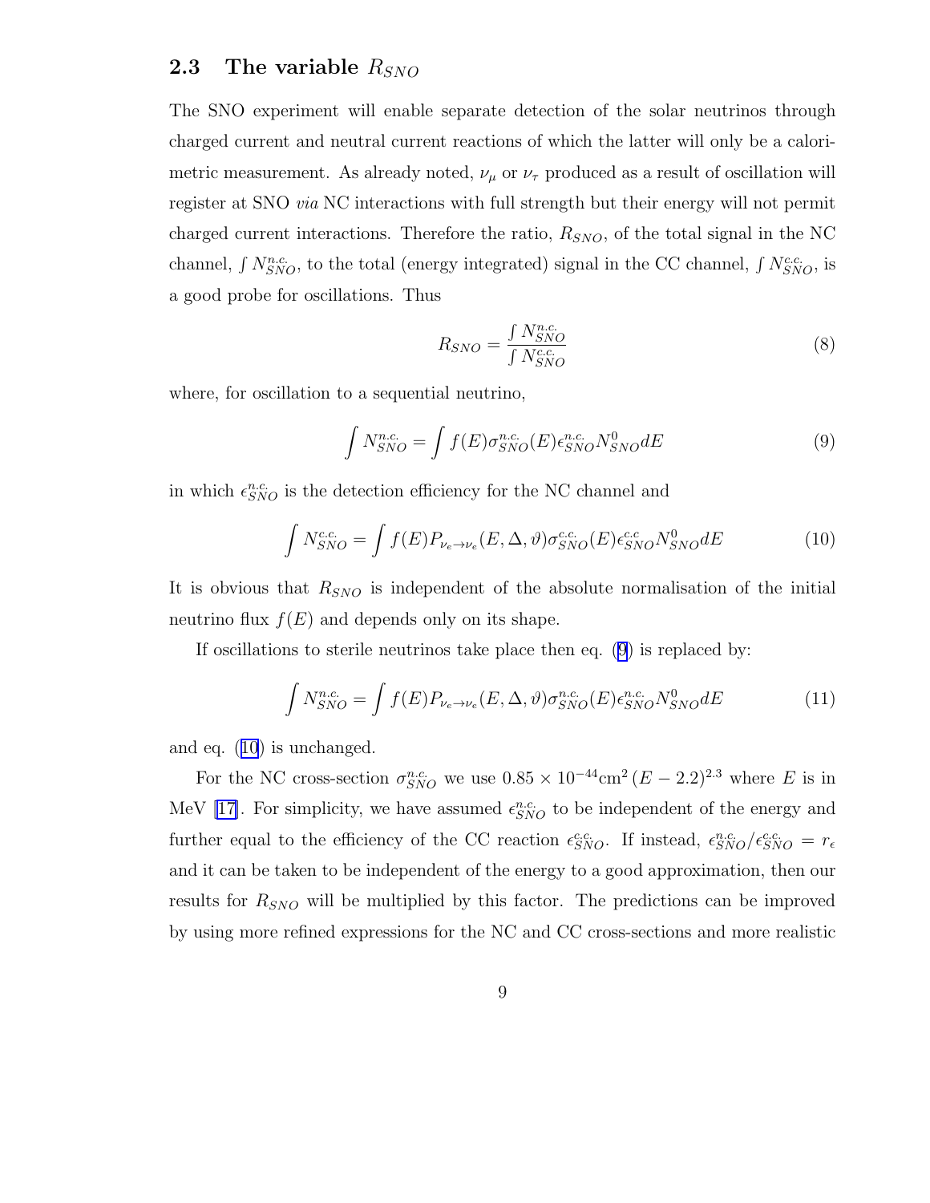## 2.3 The variable $R_{SNO}$

The SNO experiment will enable separate detection of the solar neutrinos through charged current and neutral current reactions of which the latter will only be a calorimetric measurement. As already noted, $\nu_\mu$ or $\nu_\tau$ produced as a result of oscillation will register at SNO *via* NC interactions with full strength but their energy will not permit charged current interactions. Therefore the ratio, $R_{SNO}$, of the total signal in the NC channel, $\int N^{n.c.}_{SNO}$, to the total (energy integrated) signal in the CC channel, $\int N^{c.c.}_{SNO}$, is a good probe for oscillations. Thus

$$R_{SNO} = \frac{\int N^{n.c.}_{SNO}}{\int N^{c.c.}_{SNO}} \tag{8}$$

where, for oscillation to a sequential neutrino,

$$\int N^{n.c.}_{SNO} = \int f(E) \sigma^{n.c.}_{SNO}(E) \epsilon^{n.c.}_{SNO} N^0_{SNO} dE \tag{9}$$

in which $\epsilon^{n.c.}_{SNO}$ is the detection efficiency for the NC channel and

$$\int N^{c.c.}_{SNO} = \int f(E) P_{\nu_e \to \nu_e}(E, \Delta, \vartheta) \sigma^{c.c.}_{SNO}(E) \epsilon^{c.c}_{SNO} N^0_{SNO} dE \tag{10}$$

It is obvious that $R_{SNO}$ is independent of the absolute normalisation of the initial neutrino flux $f(E)$ and depends only on its shape.

If oscillations to sterile neutrinos take place then eq. (9) is replaced by:

$$\int N^{n.c.}_{SNO} = \int f(E) P_{\nu_e \to \nu_e}(E, \Delta, \vartheta) \sigma^{n.c.}_{SNO}(E) \epsilon^{n.c.}_{SNO} N^0_{SNO} dE \tag{11}$$

and eq. (10) is unchanged.

For the NC cross-section $\sigma^{n.c.}_{SNO}$ we use $0.85 \times 10^{-44}\text{cm}^2\,(E-2.2)^{2.3}$ where $E$ is in MeV [17]. For simplicity, we have assumed $\epsilon^{n.c.}_{SNO}$ to be independent of the energy and further equal to the efficiency of the CC reaction $\epsilon^{c.c.}_{SNO}$. If instead, $\epsilon^{n.c.}_{SNO}/\epsilon^{c.c.}_{SNO} = r_\epsilon$ and it can be taken to be independent of the energy to a good approximation, then our results for $R_{SNO}$ will be multiplied by this factor. The predictions can be improved by using more refined expressions for the NC and CC cross-sections and more realistic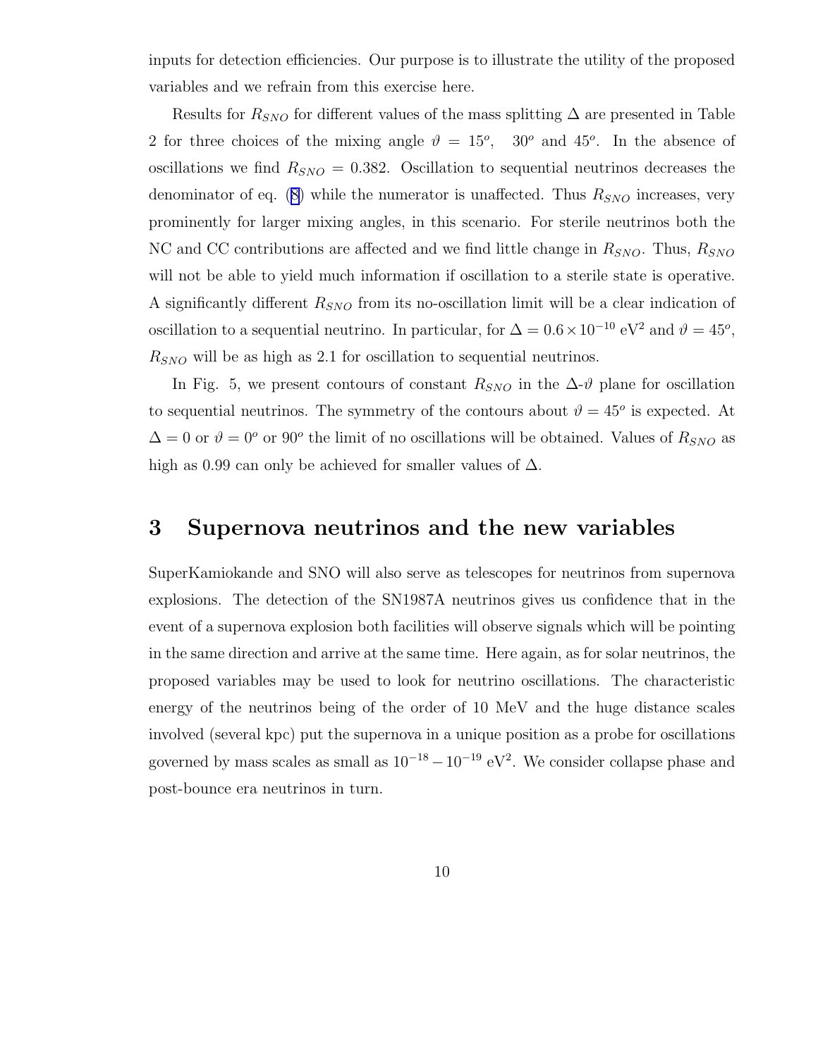inputs for detection efficiencies. Our purpose is to illustrate the utility of the proposed variables and we refrain from this exercise here.

Results for $R_{SNO}$ for different values of the mass splitting $\Delta$ are presented in Table 2 for three choices of the mixing angle $\vartheta = 15^o$, $30^o$ and $45^o$. In the absence of oscillations we find $R_{SNO} = 0.382$. Oscillation to sequential neutrinos decreases the denominator of eq. (8) while the numerator is unaffected. Thus $R_{SNO}$ increases, very prominently for larger mixing angles, in this scenario. For sterile neutrinos both the NC and CC contributions are affected and we find little change in $R_{SNO}$. Thus, $R_{SNO}$ will not be able to yield much information if oscillation to a sterile state is operative. A significantly different $R_{SNO}$ from its no-oscillation limit will be a clear indication of oscillation to a sequential neutrino. In particular, for $\Delta = 0.6 \times 10^{-10}$ eV$^2$ and $\vartheta = 45^o$, $R_{SNO}$ will be as high as 2.1 for oscillation to sequential neutrinos.

In Fig. 5, we present contours of constant $R_{SNO}$ in the $\Delta$-$\vartheta$ plane for oscillation to sequential neutrinos. The symmetry of the contours about $\vartheta = 45^o$ is expected. At $\Delta = 0$ or $\vartheta = 0^o$ or $90^o$ the limit of no oscillations will be obtained. Values of $R_{SNO}$ as high as 0.99 can only be achieved for smaller values of $\Delta$.

# 3 Supernova neutrinos and the new variables

SuperKamiokande and SNO will also serve as telescopes for neutrinos from supernova explosions. The detection of the SN1987A neutrinos gives us confidence that in the event of a supernova explosion both facilities will observe signals which will be pointing in the same direction and arrive at the same time. Here again, as for solar neutrinos, the proposed variables may be used to look for neutrino oscillations. The characteristic energy of the neutrinos being of the order of 10 MeV and the huge distance scales involved (several kpc) put the supernova in a unique position as a probe for oscillations governed by mass scales as small as $10^{-18} - 10^{-19}$ eV$^2$. We consider collapse phase and post-bounce era neutrinos in turn.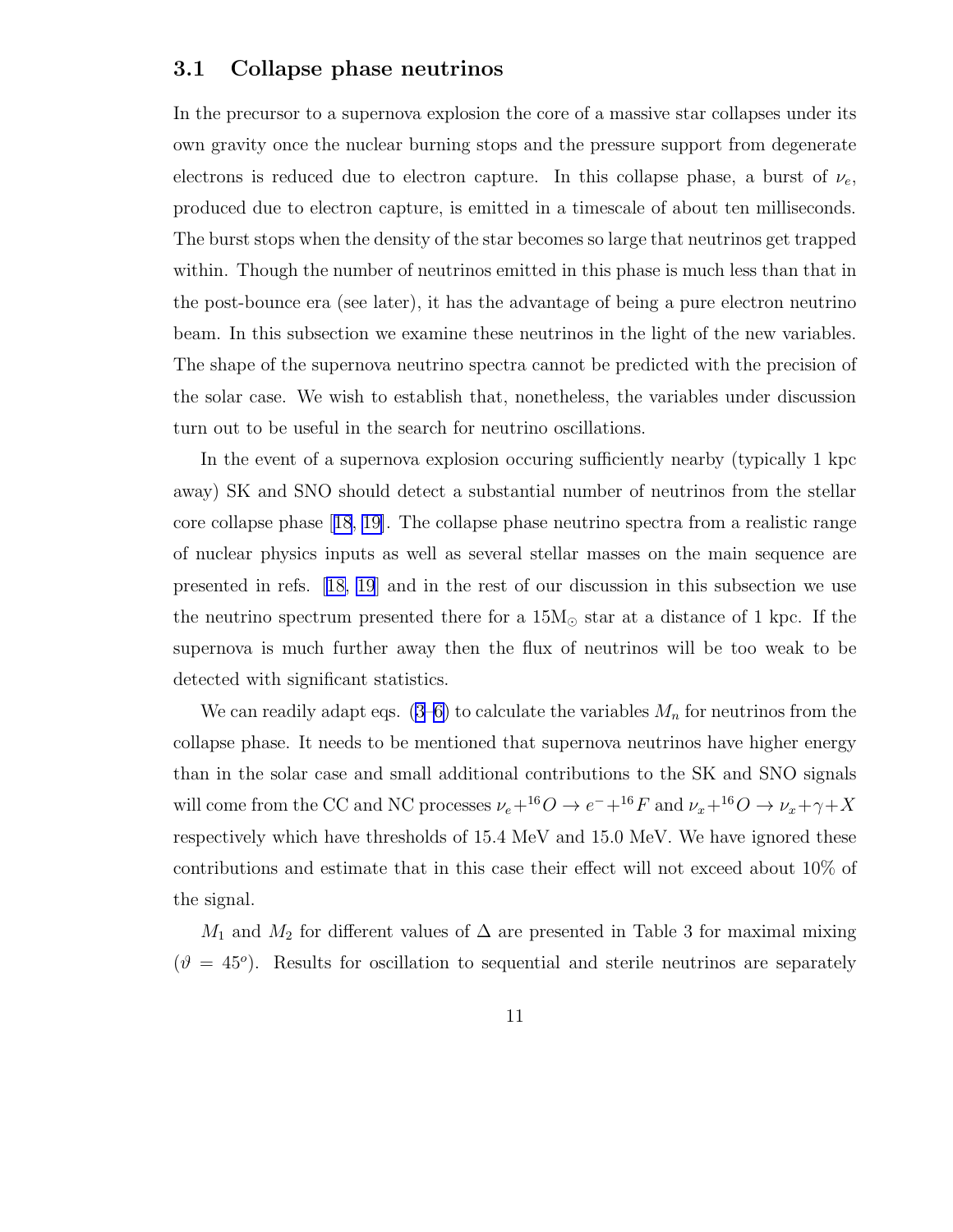### 3.1 Collapse phase neutrinos

In the precursor to a supernova explosion the core of a massive star collapses under its own gravity once the nuclear burning stops and the pressure support from degenerate electrons is reduced due to electron capture. In this collapse phase, a burst of $\nu_e$, produced due to electron capture, is emitted in a timescale of about ten milliseconds. The burst stops when the density of the star becomes so large that neutrinos get trapped within. Though the number of neutrinos emitted in this phase is much less than that in the post-bounce era (see later), it has the advantage of being a pure electron neutrino beam. In this subsection we examine these neutrinos in the light of the new variables. The shape of the supernova neutrino spectra cannot be predicted with the precision of the solar case. We wish to establish that, nonetheless, the variables under discussion turn out to be useful in the search for neutrino oscillations.

In the event of a supernova explosion occuring sufficiently nearby (typically 1 kpc away) SK and SNO should detect a substantial number of neutrinos from the stellar core collapse phase [18, 19]. The collapse phase neutrino spectra from a realistic range of nuclear physics inputs as well as several stellar masses on the main sequence are presented in refs. [18, 19] and in the rest of our discussion in this subsection we use the neutrino spectrum presented there for a 15M$_\odot$ star at a distance of 1 kpc. If the supernova is much further away then the flux of neutrinos will be too weak to be detected with significant statistics.

We can readily adapt eqs. (3–6) to calculate the variables $M_n$ for neutrinos from the collapse phase. It needs to be mentioned that supernova neutrinos have higher energy than in the solar case and small additional contributions to the SK and SNO signals will come from the CC and NC processes $\nu_e + {}^{16}O \rightarrow e^- + {}^{16}F$ and $\nu_x + {}^{16}O \rightarrow \nu_x + \gamma + X$ respectively which have thresholds of 15.4 MeV and 15.0 MeV. We have ignored these contributions and estimate that in this case their effect will not exceed about 10% of the signal.

$M_1$ and $M_2$ for different values of $\Delta$ are presented in Table 3 for maximal mixing ($\vartheta = 45^o$). Results for oscillation to sequential and sterile neutrinos are separately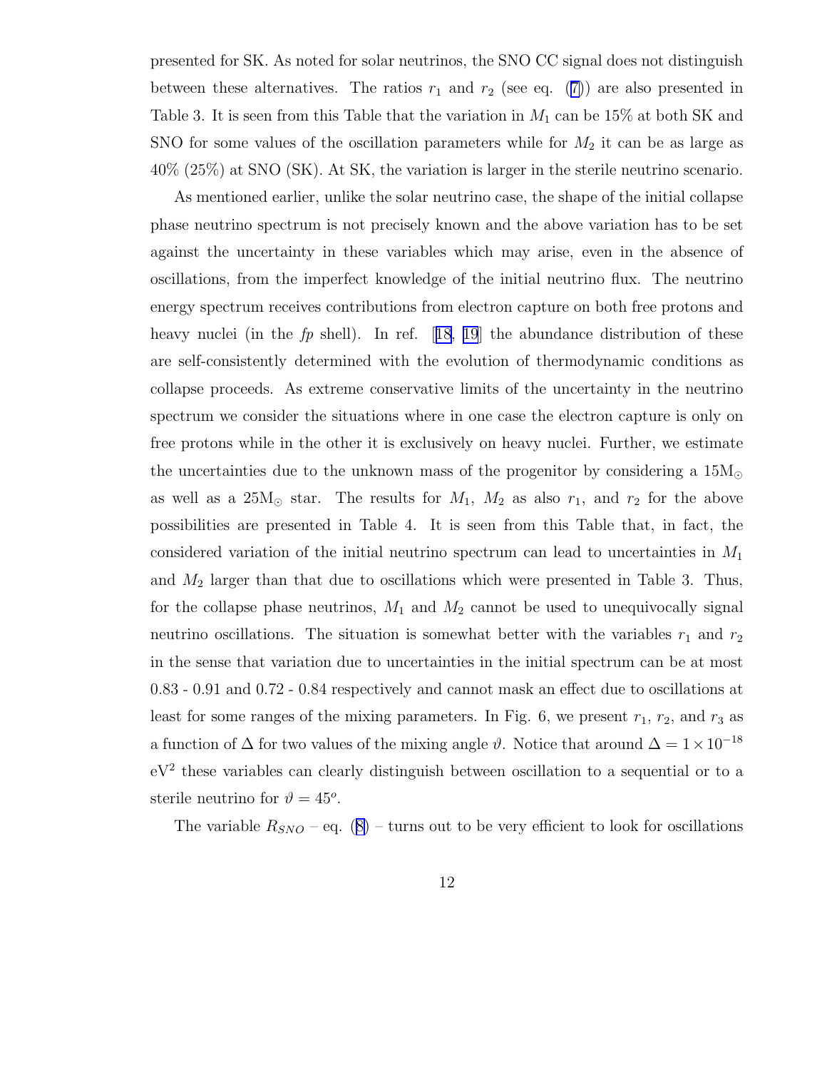presented for SK. As noted for solar neutrinos, the SNO CC signal does not distinguish between these alternatives. The ratios $r_1$ and $r_2$ (see eq. (7)) are also presented in Table 3. It is seen from this Table that the variation in $M_1$ can be 15% at both SK and SNO for some values of the oscillation parameters while for $M_2$ it can be as large as 40% (25%) at SNO (SK). At SK, the variation is larger in the sterile neutrino scenario.

As mentioned earlier, unlike the solar neutrino case, the shape of the initial collapse phase neutrino spectrum is not precisely known and the above variation has to be set against the uncertainty in these variables which may arise, even in the absence of oscillations, from the imperfect knowledge of the initial neutrino flux. The neutrino energy spectrum receives contributions from electron capture on both free protons and heavy nuclei (in the *fp* shell). In ref. [18, 19] the abundance distribution of these are self-consistently determined with the evolution of thermodynamic conditions as collapse proceeds. As extreme conservative limits of the uncertainty in the neutrino spectrum we consider the situations where in one case the electron capture is only on free protons while in the other it is exclusively on heavy nuclei. Further, we estimate the uncertainties due to the unknown mass of the progenitor by considering a $15\mathrm{M}_\odot$ as well as a $25\mathrm{M}_\odot$ star. The results for $M_1$, $M_2$ as also $r_1$, and $r_2$ for the above possibilities are presented in Table 4. It is seen from this Table that, in fact, the considered variation of the initial neutrino spectrum can lead to uncertainties in $M_1$ and $M_2$ larger than that due to oscillations which were presented in Table 3. Thus, for the collapse phase neutrinos, $M_1$ and $M_2$ cannot be used to unequivocally signal neutrino oscillations. The situation is somewhat better with the variables $r_1$ and $r_2$ in the sense that variation due to uncertainties in the initial spectrum can be at most 0.83 - 0.91 and 0.72 - 0.84 respectively and cannot mask an effect due to oscillations at least for some ranges of the mixing parameters. In Fig. 6, we present $r_1$, $r_2$, and $r_3$ as a function of $\Delta$ for two values of the mixing angle $\vartheta$. Notice that around $\Delta = 1 \times 10^{-18}$ $\mathrm{eV}^2$ these variables can clearly distinguish between oscillation to a sequential or to a sterile neutrino for $\vartheta = 45^o$.

The variable $R_{SNO}$ – eq. (8) – turns out to be very efficient to look for oscillations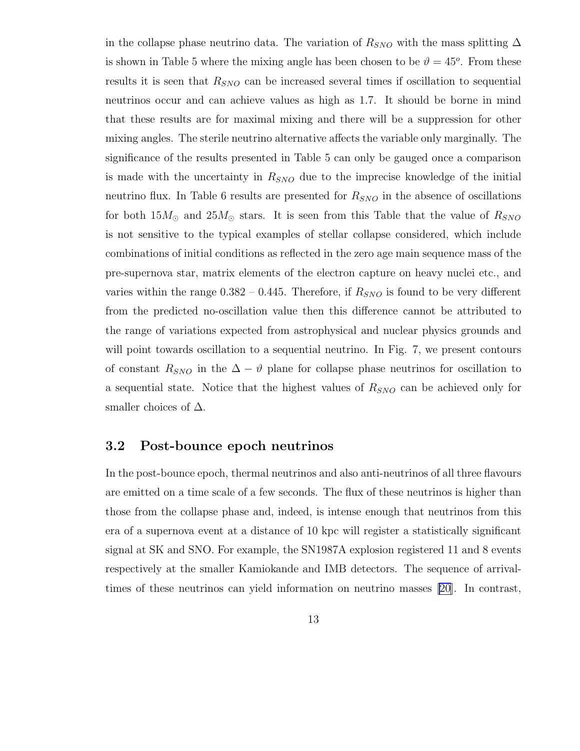in the collapse phase neutrino data. The variation of $R_{SNO}$ with the mass splitting $\Delta$ is shown in Table 5 where the mixing angle has been chosen to be $\vartheta = 45^o$. From these results it is seen that $R_{SNO}$ can be increased several times if oscillation to sequential neutrinos occur and can achieve values as high as 1.7. It should be borne in mind that these results are for maximal mixing and there will be a suppression for other mixing angles. The sterile neutrino alternative affects the variable only marginally. The significance of the results presented in Table 5 can only be gauged once a comparison is made with the uncertainty in $R_{SNO}$ due to the imprecise knowledge of the initial neutrino flux. In Table 6 results are presented for $R_{SNO}$ in the absence of oscillations for both $15M_\odot$ and $25M_\odot$ stars. It is seen from this Table that the value of $R_{SNO}$ is not sensitive to the typical examples of stellar collapse considered, which include combinations of initial conditions as reflected in the zero age main sequence mass of the pre-supernova star, matrix elements of the electron capture on heavy nuclei etc., and varies within the range 0.382 – 0.445. Therefore, if $R_{SNO}$ is found to be very different from the predicted no-oscillation value then this difference cannot be attributed to the range of variations expected from astrophysical and nuclear physics grounds and will point towards oscillation to a sequential neutrino. In Fig. 7, we present contours of constant $R_{SNO}$ in the $\Delta - \vartheta$ plane for collapse phase neutrinos for oscillation to a sequential state. Notice that the highest values of $R_{SNO}$ can be achieved only for smaller choices of $\Delta$.

### 3.2 Post-bounce epoch neutrinos

In the post-bounce epoch, thermal neutrinos and also anti-neutrinos of all three flavours are emitted on a time scale of a few seconds. The flux of these neutrinos is higher than those from the collapse phase and, indeed, is intense enough that neutrinos from this era of a supernova event at a distance of 10 kpc will register a statistically significant signal at SK and SNO. For example, the SN1987A explosion registered 11 and 8 events respectively at the smaller Kamiokande and IMB detectors. The sequence of arrival-times of these neutrinos can yield information on neutrino masses [20]. In contrast,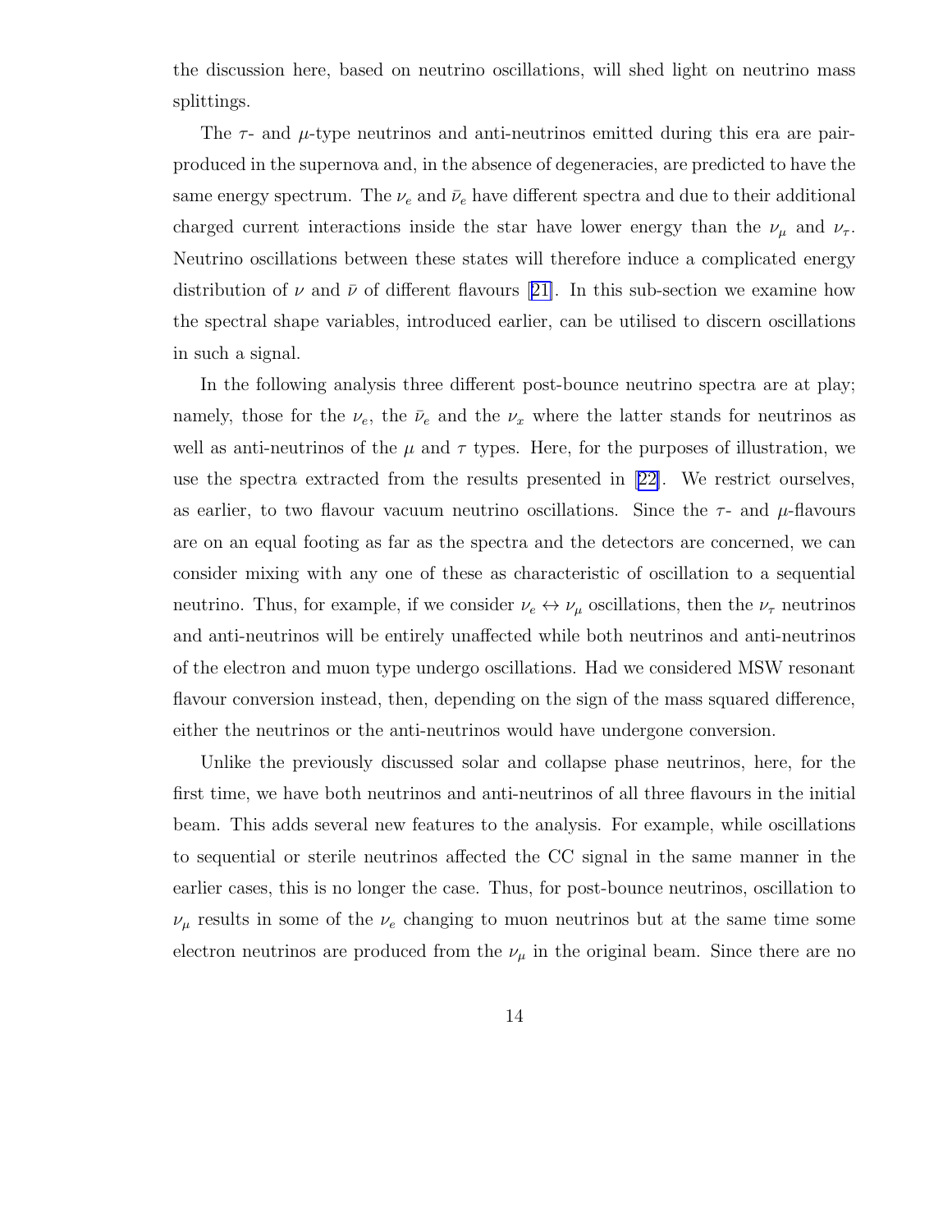the discussion here, based on neutrino oscillations, will shed light on neutrino mass splittings.

The $\tau$- and $\mu$-type neutrinos and anti-neutrinos emitted during this era are pair-produced in the supernova and, in the absence of degeneracies, are predicted to have the same energy spectrum. The $\nu_e$ and $\bar{\nu}_e$ have different spectra and due to their additional charged current interactions inside the star have lower energy than the $\nu_\mu$ and $\nu_\tau$. Neutrino oscillations between these states will therefore induce a complicated energy distribution of $\nu$ and $\bar{\nu}$ of different flavours [21]. In this sub-section we examine how the spectral shape variables, introduced earlier, can be utilised to discern oscillations in such a signal.

In the following analysis three different post-bounce neutrino spectra are at play; namely, those for the $\nu_e$, the $\bar{\nu}_e$ and the $\nu_x$ where the latter stands for neutrinos as well as anti-neutrinos of the $\mu$ and $\tau$ types. Here, for the purposes of illustration, we use the spectra extracted from the results presented in [22]. We restrict ourselves, as earlier, to two flavour vacuum neutrino oscillations. Since the $\tau$- and $\mu$-flavours are on an equal footing as far as the spectra and the detectors are concerned, we can consider mixing with any one of these as characteristic of oscillation to a sequential neutrino. Thus, for example, if we consider $\nu_e \leftrightarrow \nu_\mu$ oscillations, then the $\nu_\tau$ neutrinos and anti-neutrinos will be entirely unaffected while both neutrinos and anti-neutrinos of the electron and muon type undergo oscillations. Had we considered MSW resonant flavour conversion instead, then, depending on the sign of the mass squared difference, either the neutrinos or the anti-neutrinos would have undergone conversion.

Unlike the previously discussed solar and collapse phase neutrinos, here, for the first time, we have both neutrinos and anti-neutrinos of all three flavours in the initial beam. This adds several new features to the analysis. For example, while oscillations to sequential or sterile neutrinos affected the CC signal in the same manner in the earlier cases, this is no longer the case. Thus, for post-bounce neutrinos, oscillation to $\nu_\mu$ results in some of the $\nu_e$ changing to muon neutrinos but at the same time some electron neutrinos are produced from the $\nu_\mu$ in the original beam. Since there are no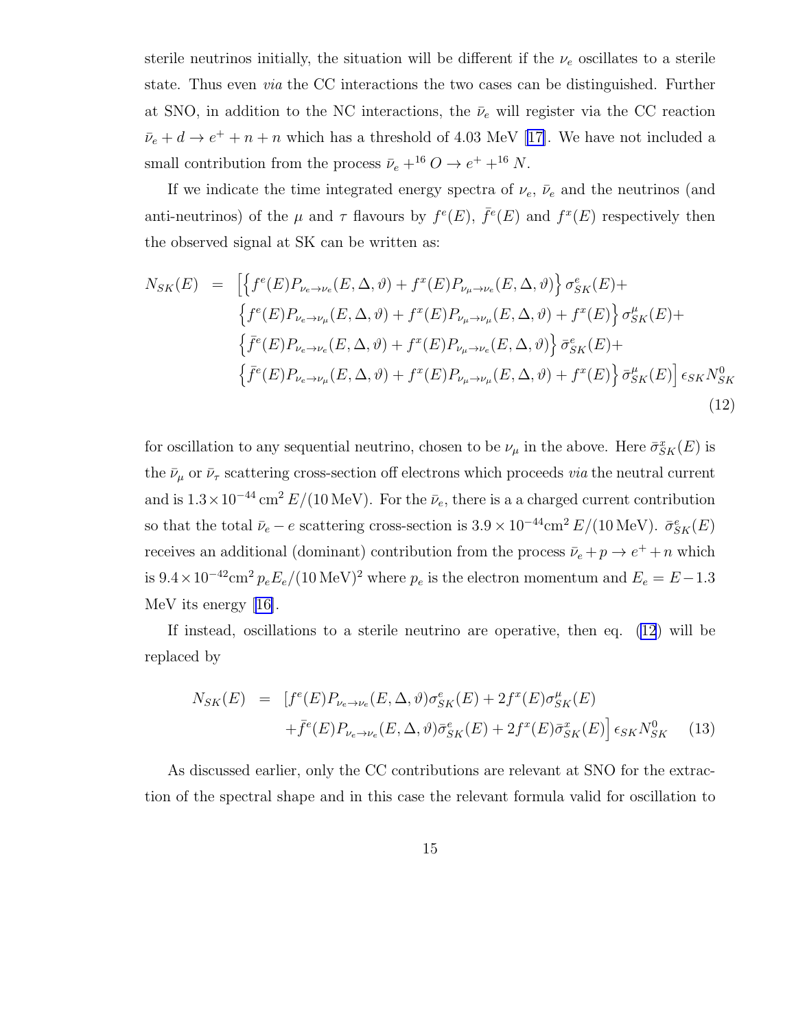sterile neutrinos initially, the situation will be different if the $\nu_e$ oscillates to a sterile state. Thus even *via* the CC interactions the two cases can be distinguished. Further at SNO, in addition to the NC interactions, the $\bar{\nu}_e$ will register via the CC reaction $\bar{\nu}_e + d \to e^+ + n + n$ which has a threshold of 4.03 MeV [17]. We have not included a small contribution from the process $\bar{\nu}_e + ^{16}O \to e^+ + ^{16}N$.

If we indicate the time integrated energy spectra of $\nu_e$, $\bar{\nu}_e$ and the neutrinos (and anti-neutrinos) of the $\mu$ and $\tau$ flavours by $f^e(E)$, $\bar{f}^e(E)$ and $f^x(E)$ respectively then the observed signal at SK can be written as:

$$
\begin{aligned}
N_{SK}(E) \;=\; & \Big[\Big\{f^e(E)P_{\nu_e\to\nu_e}(E,\Delta,\vartheta) + f^x(E)P_{\nu_\mu\to\nu_e}(E,\Delta,\vartheta)\Big\}\,\sigma^e_{SK}(E) + \\
& \Big\{f^e(E)P_{\nu_e\to\nu_\mu}(E,\Delta,\vartheta) + f^x(E)P_{\nu_\mu\to\nu_\mu}(E,\Delta,\vartheta) + f^x(E)\Big\}\,\sigma^\mu_{SK}(E) + \\
& \Big\{\bar{f}^e(E)P_{\nu_e\to\nu_e}(E,\Delta,\vartheta) + f^x(E)P_{\nu_\mu\to\nu_e}(E,\Delta,\vartheta)\Big\}\,\bar{\sigma}^e_{SK}(E) + \\
& \Big\{\bar{f}^e(E)P_{\nu_e\to\nu_\mu}(E,\Delta,\vartheta) + f^x(E)P_{\nu_\mu\to\nu_\mu}(E,\Delta,\vartheta) + f^x(E)\Big\}\,\bar{\sigma}^\mu_{SK}(E)\Big]\,\epsilon_{SK}N^0_{SK}
\end{aligned}
\tag{12}
$$

for oscillation to any sequential neutrino, chosen to be $\nu_\mu$ in the above. Here $\bar{\sigma}^x_{SK}(E)$ is the $\bar{\nu}_\mu$ or $\bar{\nu}_\tau$ scattering cross-section off electrons which proceeds *via* the neutral current and is $1.3\times 10^{-44}\,\text{cm}^2\, E/(10\,\text{MeV})$. For the $\bar{\nu}_e$, there is a a charged current contribution so that the total $\bar{\nu}_e - e$ scattering cross-section is $3.9\times 10^{-44}\text{cm}^2\, E/(10\,\text{MeV})$. $\bar{\sigma}^e_{SK}(E)$ receives an additional (dominant) contribution from the process $\bar{\nu}_e + p \to e^+ + n$ which is $9.4\times 10^{-42}\text{cm}^2\, p_e E_e/(10\,\text{MeV})^2$ where $p_e$ is the electron momentum and $E_e = E - 1.3$ MeV its energy [16].

If instead, oscillations to a sterile neutrino are operative, then eq. (12) will be replaced by

$$
\begin{aligned}
N_{SK}(E) \;=\; & \big[f^e(E)P_{\nu_e\to\nu_e}(E,\Delta,\vartheta)\sigma^e_{SK}(E) + 2f^x(E)\sigma^\mu_{SK}(E) \\
& + \bar{f}^e(E)P_{\nu_e\to\nu_e}(E,\Delta,\vartheta)\bar{\sigma}^e_{SK}(E) + 2f^x(E)\bar{\sigma}^x_{SK}(E)\big]\,\epsilon_{SK}N^0_{SK}
\end{aligned}
\tag{13}
$$

As discussed earlier, only the CC contributions are relevant at SNO for the extraction of the spectral shape and in this case the relevant formula valid for oscillation to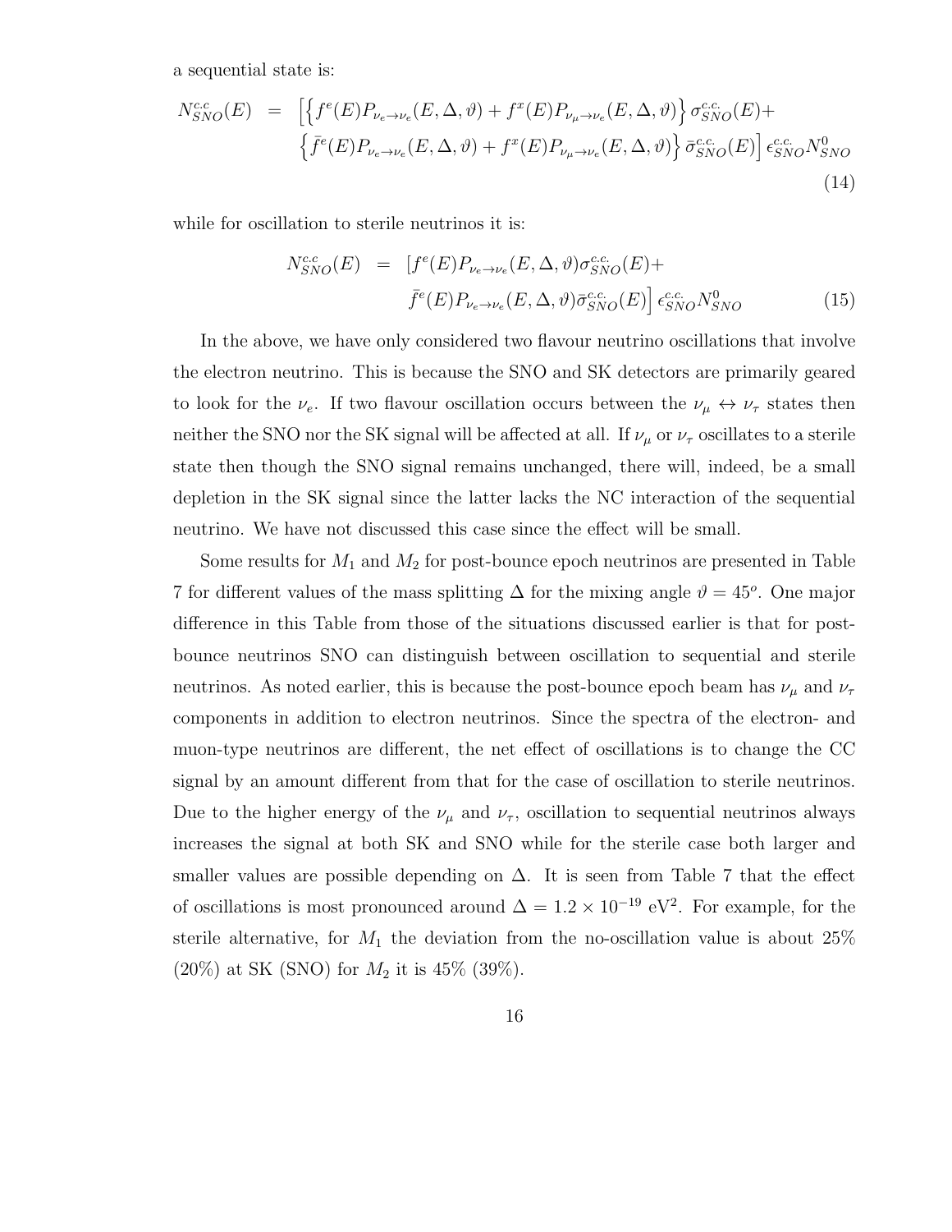a sequential state is:

$$
\begin{aligned}
N^{c.c}_{SNO}(E) \;=\; & \Big[ \Big\{ f^{e}(E) P_{\nu_e \to \nu_e}(E, \Delta, \vartheta) + f^{x}(E) P_{\nu_\mu \to \nu_e}(E, \Delta, \vartheta) \Big\} \sigma^{c.c.}_{SNO}(E) + \\
& \Big\{ \bar{f}^{e}(E) P_{\nu_e \to \nu_e}(E, \Delta, \vartheta) + f^{x}(E) P_{\nu_\mu \to \nu_e}(E, \Delta, \vartheta) \Big\} \bar{\sigma}^{c.c.}_{SNO}(E) \Big] \epsilon^{c.c.}_{SNO} N^{0}_{SNO}
\end{aligned}
\tag{14}
$$

while for oscillation to sterile neutrinos it is:

$$
\begin{aligned}
N^{c.c}_{SNO}(E) \;=\; & [ f^{e}(E) P_{\nu_e \to \nu_e}(E, \Delta, \vartheta) \sigma^{c.c.}_{SNO}(E) + \\
& \bar{f}^{e}(E) P_{\nu_e \to \nu_e}(E, \Delta, \vartheta) \bar{\sigma}^{c.c.}_{SNO}(E) \Big] \epsilon^{c.c.}_{SNO} N^{0}_{SNO}
\end{aligned}
\tag{15}
$$

In the above, we have only considered two flavour neutrino oscillations that involve the electron neutrino. This is because the SNO and SK detectors are primarily geared to look for the $\nu_e$. If two flavour oscillation occurs between the $\nu_\mu \leftrightarrow \nu_\tau$ states then neither the SNO nor the SK signal will be affected at all. If $\nu_\mu$ or $\nu_\tau$ oscillates to a sterile state then though the SNO signal remains unchanged, there will, indeed, be a small depletion in the SK signal since the latter lacks the NC interaction of the sequential neutrino. We have not discussed this case since the effect will be small.

Some results for $M_1$ and $M_2$ for post-bounce epoch neutrinos are presented in Table 7 for different values of the mass splitting $\Delta$ for the mixing angle $\vartheta = 45^o$. One major difference in this Table from those of the situations discussed earlier is that for post-bounce neutrinos SNO can distinguish between oscillation to sequential and sterile neutrinos. As noted earlier, this is because the post-bounce epoch beam has $\nu_\mu$ and $\nu_\tau$ components in addition to electron neutrinos. Since the spectra of the electron- and muon-type neutrinos are different, the net effect of oscillations is to change the CC signal by an amount different from that for the case of oscillation to sterile neutrinos. Due to the higher energy of the $\nu_\mu$ and $\nu_\tau$, oscillation to sequential neutrinos always increases the signal at both SK and SNO while for the sterile case both larger and smaller values are possible depending on $\Delta$. It is seen from Table 7 that the effect of oscillations is most pronounced around $\Delta = 1.2 \times 10^{-19}$ eV$^2$. For example, for the sterile alternative, for $M_1$ the deviation from the no-oscillation value is about 25% (20%) at SK (SNO) for $M_2$ it is 45% (39%).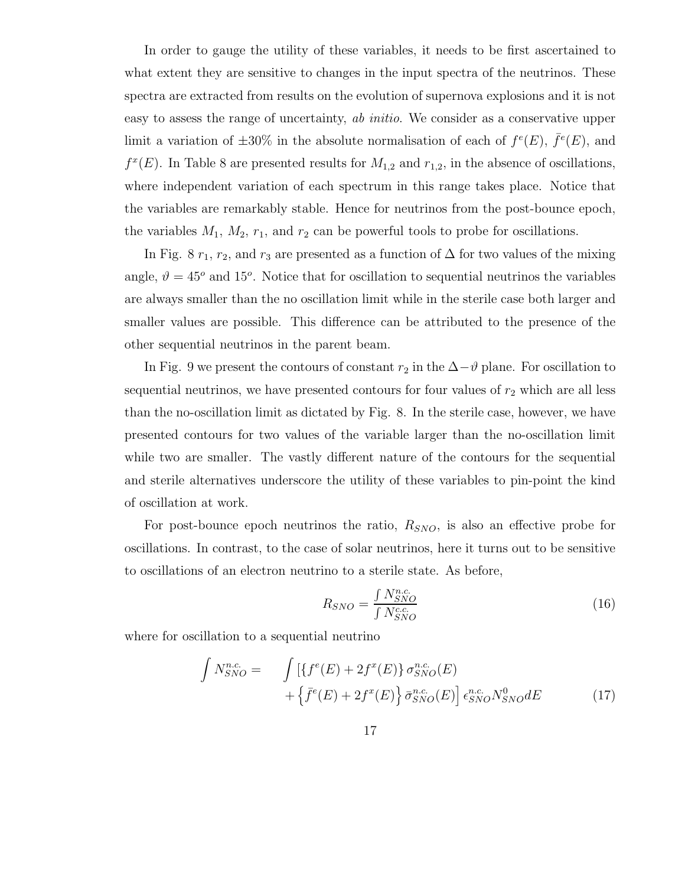In order to gauge the utility of these variables, it needs to be first ascertained to what extent they are sensitive to changes in the input spectra of the neutrinos. These spectra are extracted from results on the evolution of supernova explosions and it is not easy to assess the range of uncertainty, *ab initio*. We consider as a conservative upper limit a variation of $\pm 30\%$ in the absolute normalisation of each of $f^e(E)$, $\bar{f}^e(E)$, and $f^x(E)$. In Table 8 are presented results for $M_{1,2}$ and $r_{1,2}$, in the absence of oscillations, where independent variation of each spectrum in this range takes place. Notice that the variables are remarkably stable. Hence for neutrinos from the post-bounce epoch, the variables $M_1$, $M_2$, $r_1$, and $r_2$ can be powerful tools to probe for oscillations.

In Fig. 8 $r_1$, $r_2$, and $r_3$ are presented as a function of $\Delta$ for two values of the mixing angle, $\vartheta = 45^o$ and $15^o$. Notice that for oscillation to sequential neutrinos the variables are always smaller than the no oscillation limit while in the sterile case both larger and smaller values are possible. This difference can be attributed to the presence of the other sequential neutrinos in the parent beam.

In Fig. 9 we present the contours of constant $r_2$ in the $\Delta-\vartheta$ plane. For oscillation to sequential neutrinos, we have presented contours for four values of $r_2$ which are all less than the no-oscillation limit as dictated by Fig. 8. In the sterile case, however, we have presented contours for two values of the variable larger than the no-oscillation limit while two are smaller. The vastly different nature of the contours for the sequential and sterile alternatives underscore the utility of these variables to pin-point the kind of oscillation at work.

For post-bounce epoch neutrinos the ratio, $R_{SNO}$, is also an effective probe for oscillations. In contrast, to the case of solar neutrinos, here it turns out to be sensitive to oscillations of an electron neutrino to a sterile state. As before,

$$R_{SNO} = \frac{\int N^{n.c.}_{SNO}}{\int N^{c.c.}_{SNO}} \tag{16}$$

where for oscillation to a sequential neutrino

$$\int N^{n.c.}_{SNO} = \int \left[ \left\{ f^e(E) + 2f^x(E) \right\} \sigma^{n.c.}_{SNO}(E) + \left\{ \bar{f}^e(E) + 2f^x(E) \right\} \bar{\sigma}^{n.c.}_{SNO}(E) \right] \epsilon^{n.c.}_{SNO} N^0_{SNO} dE \tag{17}$$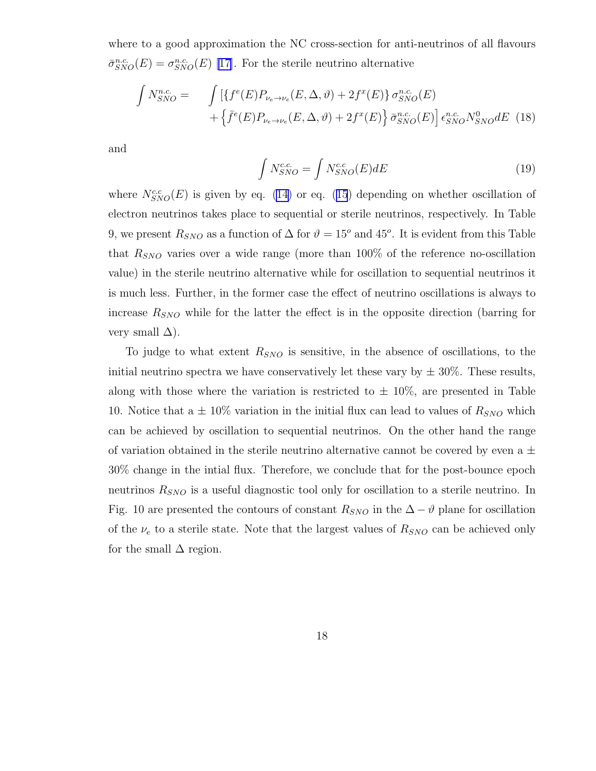where to a good approximation the NC cross-section for anti-neutrinos of all flavours $\bar{\sigma}^{n.c.}_{SNO}(E) = \sigma^{n.c.}_{SNO}(E)$ [17]. For the sterile neutrino alternative

$$\int N^{n.c.}_{SNO} = \int \left[ \left\{ f^e(E) P_{\nu_e \to \nu_e}(E, \Delta, \vartheta) + 2 f^x(E) \right\} \sigma^{n.c.}_{SNO}(E) + \left\{ \bar{f}^e(E) P_{\nu_e \to \nu_e}(E, \Delta, \vartheta) + 2 f^x(E) \right\} \bar{\sigma}^{n.c.}_{SNO}(E) \right] \epsilon^{n.c.}_{SNO} N^0_{SNO} dE \quad (18)$$

and

$$\int N^{c.c.}_{SNO} = \int N^{c.c}_{SNO}(E) dE \quad (19)$$

where $N^{c.c}_{SNO}(E)$ is given by eq. (14) or eq. (15) depending on whether oscillation of electron neutrinos takes place to sequential or sterile neutrinos, respectively. In Table 9, we present $R_{SNO}$ as a function of $\Delta$ for $\vartheta = 15^o$ and $45^o$. It is evident from this Table that $R_{SNO}$ varies over a wide range (more than 100% of the reference no-oscillation value) in the sterile neutrino alternative while for oscillation to sequential neutrinos it is much less. Further, in the former case the effect of neutrino oscillations is always to increase $R_{SNO}$ while for the latter the effect is in the opposite direction (barring for very small $\Delta$).

To judge to what extent $R_{SNO}$ is sensitive, in the absence of oscillations, to the initial neutrino spectra we have conservatively let these vary by ± 30%. These results, along with those where the variation is restricted to ± 10%, are presented in Table 10. Notice that a ± 10% variation in the initial flux can lead to values of $R_{SNO}$ which can be achieved by oscillation to sequential neutrinos. On the other hand the range of variation obtained in the sterile neutrino alternative cannot be covered by even a ± 30% change in the intial flux. Therefore, we conclude that for the post-bounce epoch neutrinos $R_{SNO}$ is a useful diagnostic tool only for oscillation to a sterile neutrino. In Fig. 10 are presented the contours of constant $R_{SNO}$ in the $\Delta - \vartheta$ plane for oscillation of the $\nu_e$ to a sterile state. Note that the largest values of $R_{SNO}$ can be achieved only for the small $\Delta$ region.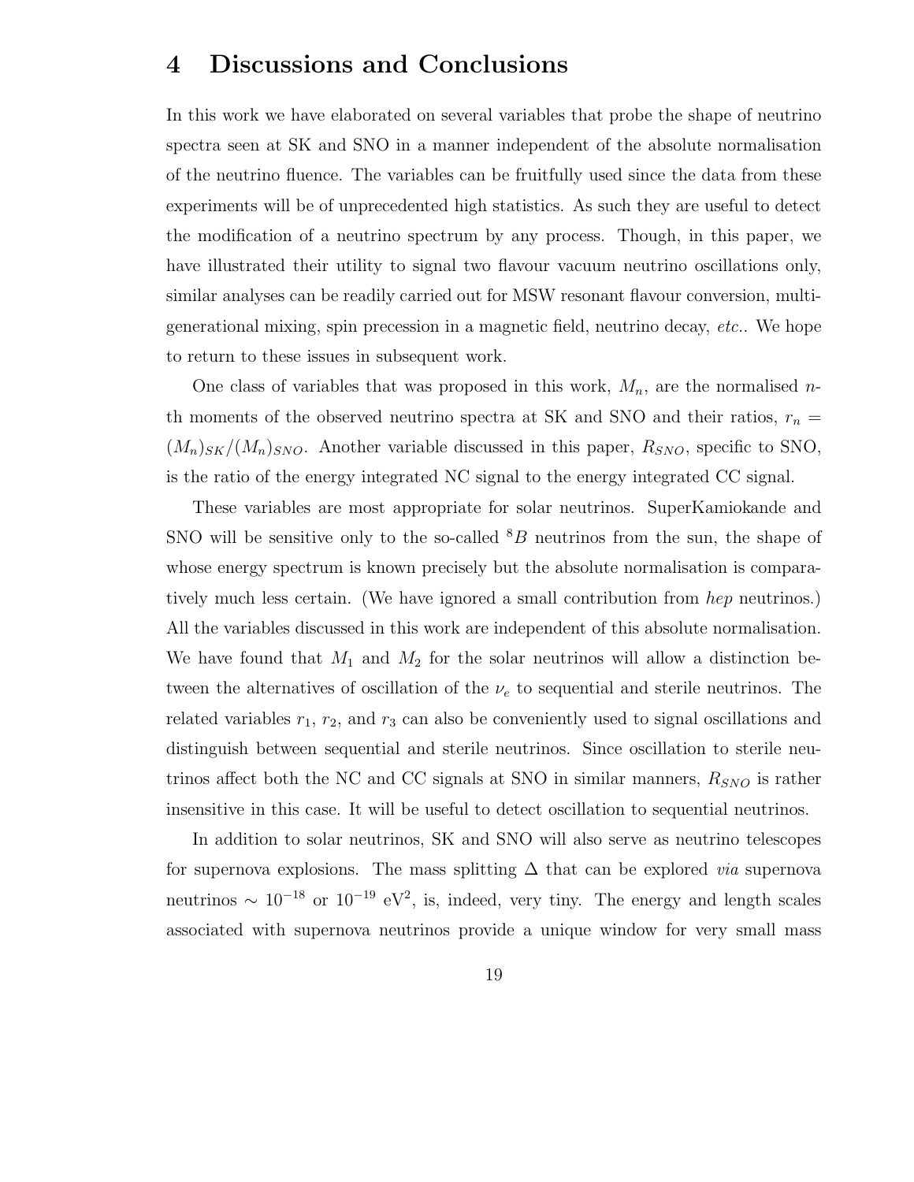# 4 Discussions and Conclusions

In this work we have elaborated on several variables that probe the shape of neutrino spectra seen at SK and SNO in a manner independent of the absolute normalisation of the neutrino fluence. The variables can be fruitfully used since the data from these experiments will be of unprecedented high statistics. As such they are useful to detect the modification of a neutrino spectrum by any process. Though, in this paper, we have illustrated their utility to signal two flavour vacuum neutrino oscillations only, similar analyses can be readily carried out for MSW resonant flavour conversion, multi-generational mixing, spin precession in a magnetic field, neutrino decay, *etc.*. We hope to return to these issues in subsequent work.

One class of variables that was proposed in this work, $M_n$, are the normalised $n$-th moments of the observed neutrino spectra at SK and SNO and their ratios, $r_n = (M_n)_{SK}/(M_n)_{SNO}$. Another variable discussed in this paper, $R_{SNO}$, specific to SNO, is the ratio of the energy integrated NC signal to the energy integrated CC signal.

These variables are most appropriate for solar neutrinos. SuperKamiokande and SNO will be sensitive only to the so-called $^8B$ neutrinos from the sun, the shape of whose energy spectrum is known precisely but the absolute normalisation is comparatively much less certain. (We have ignored a small contribution from *hep* neutrinos.) All the variables discussed in this work are independent of this absolute normalisation. We have found that $M_1$ and $M_2$ for the solar neutrinos will allow a distinction between the alternatives of oscillation of the $\nu_e$ to sequential and sterile neutrinos. The related variables $r_1$, $r_2$, and $r_3$ can also be conveniently used to signal oscillations and distinguish between sequential and sterile neutrinos. Since oscillation to sterile neutrinos affect both the NC and CC signals at SNO in similar manners, $R_{SNO}$ is rather insensitive in this case. It will be useful to detect oscillation to sequential neutrinos.

In addition to solar neutrinos, SK and SNO will also serve as neutrino telescopes for supernova explosions. The mass splitting $\Delta$ that can be explored *via* supernova neutrinos $\sim 10^{-18}$ or $10^{-19}$ eV$^2$, is, indeed, very tiny. The energy and length scales associated with supernova neutrinos provide a unique window for very small mass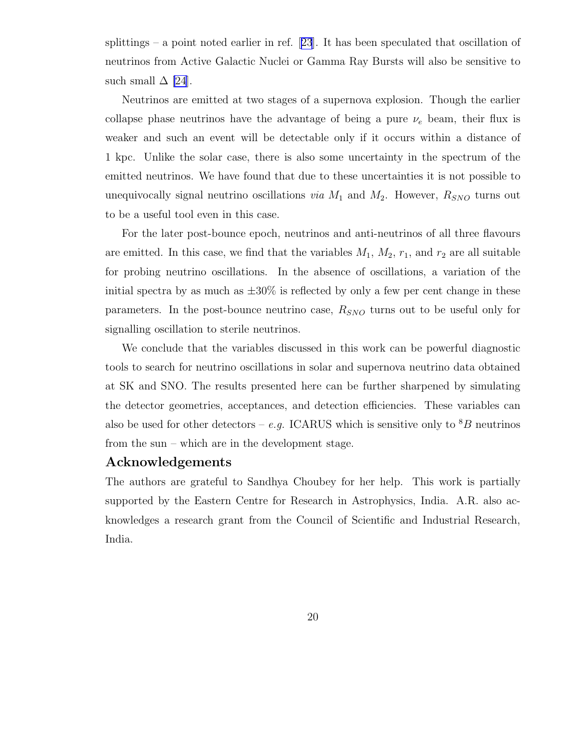splittings – a point noted earlier in ref. [23]. It has been speculated that oscillation of neutrinos from Active Galactic Nuclei or Gamma Ray Bursts will also be sensitive to such small $\Delta$ [24].

Neutrinos are emitted at two stages of a supernova explosion. Though the earlier collapse phase neutrinos have the advantage of being a pure $\nu_e$ beam, their flux is weaker and such an event will be detectable only if it occurs within a distance of 1 kpc. Unlike the solar case, there is also some uncertainty in the spectrum of the emitted neutrinos. We have found that due to these uncertainties it is not possible to unequivocally signal neutrino oscillations *via* $M_1$ and $M_2$. However, $R_{SNO}$ turns out to be a useful tool even in this case.

For the later post-bounce epoch, neutrinos and anti-neutrinos of all three flavours are emitted. In this case, we find that the variables $M_1$, $M_2$, $r_1$, and $r_2$ are all suitable for probing neutrino oscillations. In the absence of oscillations, a variation of the initial spectra by as much as $\pm 30\%$ is reflected by only a few per cent change in these parameters. In the post-bounce neutrino case, $R_{SNO}$ turns out to be useful only for signalling oscillation to sterile neutrinos.

We conclude that the variables discussed in this work can be powerful diagnostic tools to search for neutrino oscillations in solar and supernova neutrino data obtained at SK and SNO. The results presented here can be further sharpened by simulating the detector geometries, acceptances, and detection efficiencies. These variables can also be used for other detectors – *e.g.* ICARUS which is sensitive only to $^8B$ neutrinos from the sun – which are in the development stage.

## Acknowledgements

The authors are grateful to Sandhya Choubey for her help. This work is partially supported by the Eastern Centre for Research in Astrophysics, India. A.R. also acknowledges a research grant from the Council of Scientific and Industrial Research, India.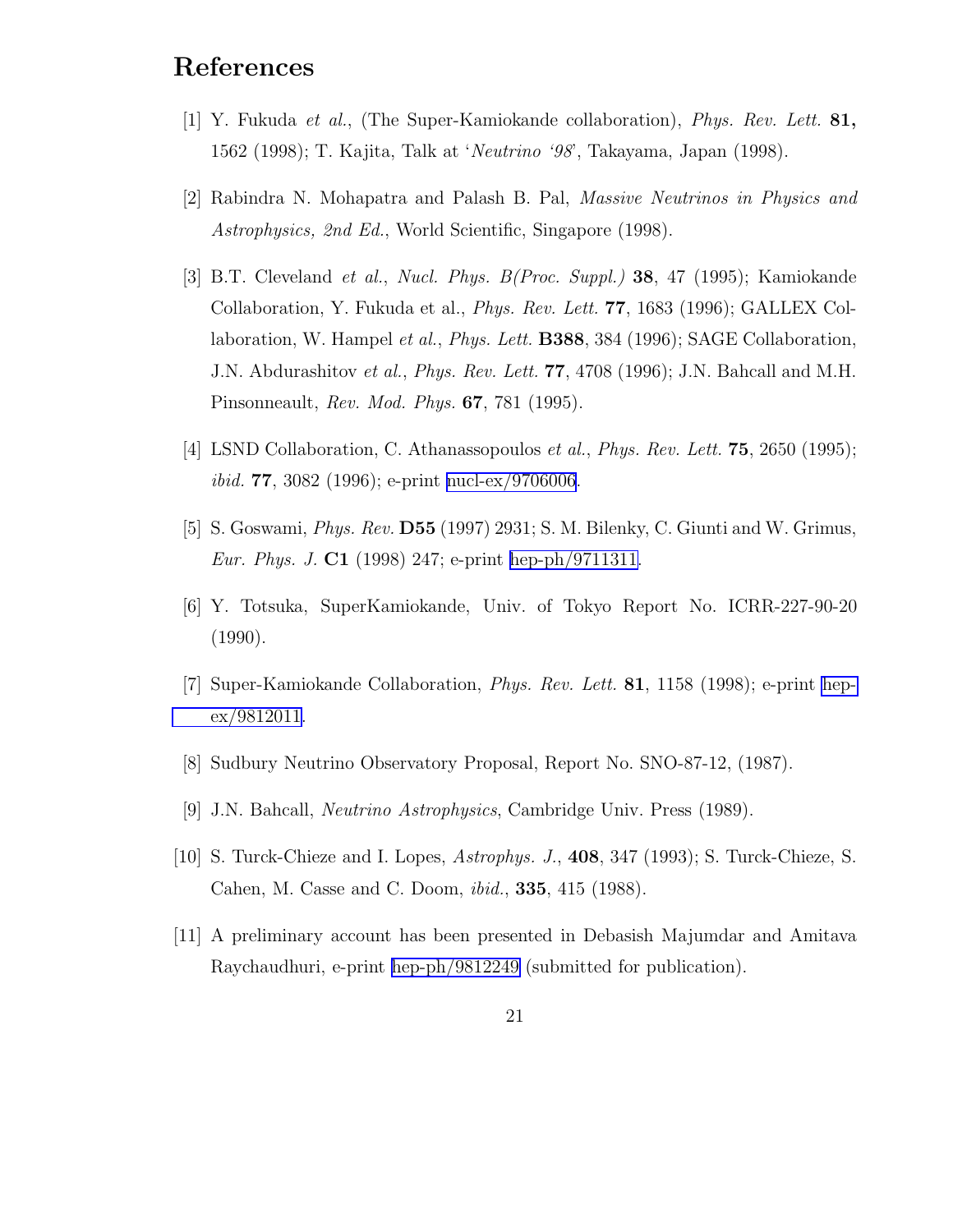# References

[1] Y. Fukuda *et al.*, (The Super-Kamiokande collaboration), *Phys. Rev. Lett.* **81,** 1562 (1998); T. Kajita, Talk at '*Neutrino '98*', Takayama, Japan (1998).

[2] Rabindra N. Mohapatra and Palash B. Pal, *Massive Neutrinos in Physics and Astrophysics, 2nd Ed.*, World Scientific, Singapore (1998).

[3] B.T. Cleveland *et al.*, *Nucl. Phys. B(Proc. Suppl.)* **38**, 47 (1995); Kamiokande Collaboration, Y. Fukuda et al., *Phys. Rev. Lett.* **77**, 1683 (1996); GALLEX Collaboration, W. Hampel *et al.*, *Phys. Lett.* **B388**, 384 (1996); SAGE Collaboration, J.N. Abdurashitov *et al.*, *Phys. Rev. Lett.* **77**, 4708 (1996); J.N. Bahcall and M.H. Pinsonneault, *Rev. Mod. Phys.* **67**, 781 (1995).

[4] LSND Collaboration, C. Athanassopoulos *et al.*, *Phys. Rev. Lett.* **75**, 2650 (1995); *ibid.* **77**, 3082 (1996); e-print nucl-ex/9706006.

[5] S. Goswami, *Phys. Rev.* **D55** (1997) 2931; S. M. Bilenky, C. Giunti and W. Grimus, *Eur. Phys. J.* **C1** (1998) 247; e-print hep-ph/9711311.

[6] Y. Totsuka, SuperKamiokande, Univ. of Tokyo Report No. ICRR-227-90-20 (1990).

[7] Super-Kamiokande Collaboration, *Phys. Rev. Lett.* **81**, 1158 (1998); e-print hep-ex/9812011.

[8] Sudbury Neutrino Observatory Proposal, Report No. SNO-87-12, (1987).

[9] J.N. Bahcall, *Neutrino Astrophysics*, Cambridge Univ. Press (1989).

[10] S. Turck-Chieze and I. Lopes, *Astrophys. J.*, **408**, 347 (1993); S. Turck-Chieze, S. Cahen, M. Casse and C. Doom, *ibid.*, **335**, 415 (1988).

[11] A preliminary account has been presented in Debasish Majumdar and Amitava Raychaudhuri, e-print hep-ph/9812249 (submitted for publication).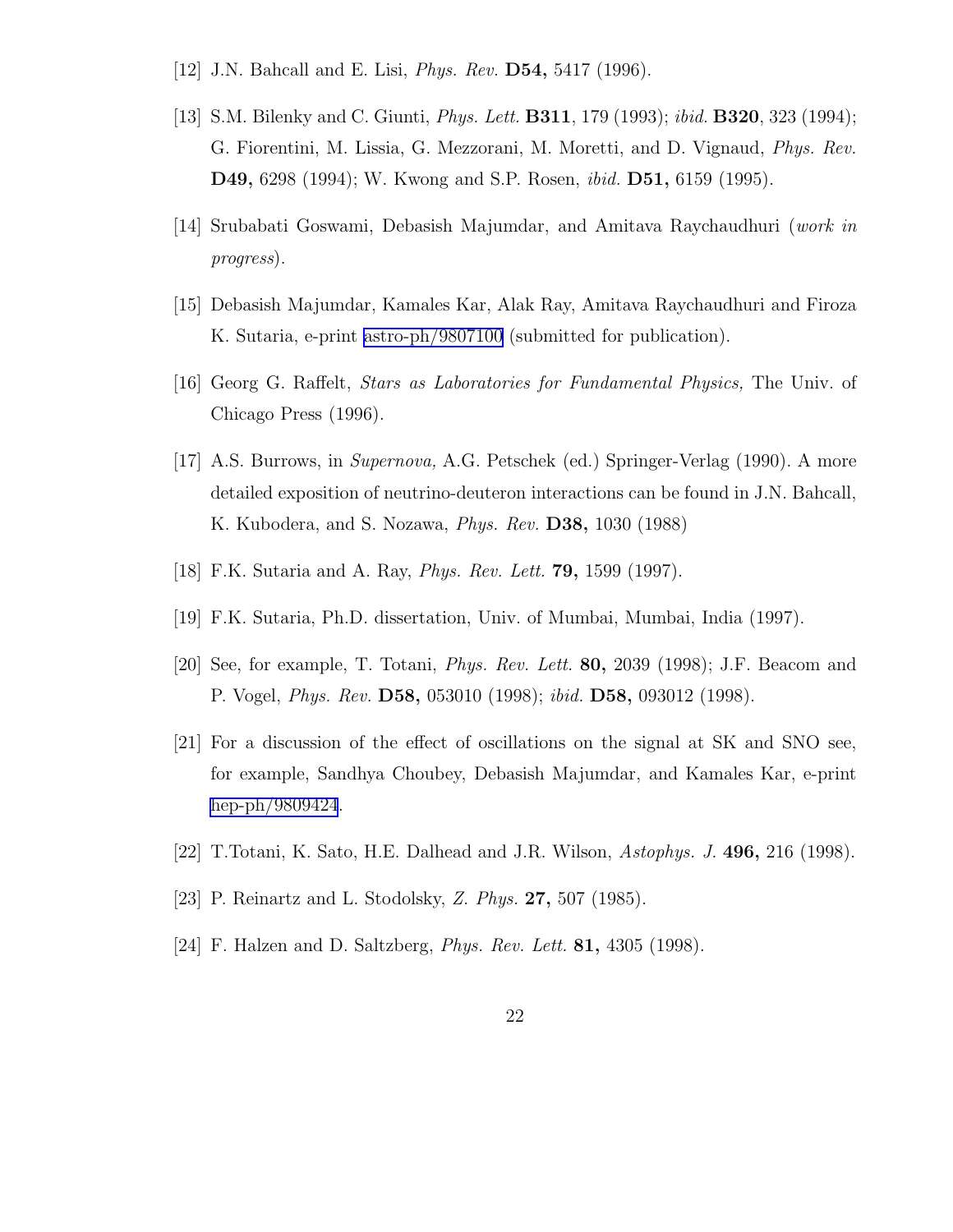[12] J.N. Bahcall and E. Lisi, *Phys. Rev.* **D54,** 5417 (1996).

[13] S.M. Bilenky and C. Giunti, *Phys. Lett.* **B311**, 179 (1993); *ibid.* **B320**, 323 (1994); G. Fiorentini, M. Lissia, G. Mezzorani, M. Moretti, and D. Vignaud, *Phys. Rev.* **D49,** 6298 (1994); W. Kwong and S.P. Rosen, *ibid.* **D51,** 6159 (1995).

[14] Srubabati Goswami, Debasish Majumdar, and Amitava Raychaudhuri (*work in progress*).

[15] Debasish Majumdar, Kamales Kar, Alak Ray, Amitava Raychaudhuri and Firoza K. Sutaria, e-print astro-ph/9807100 (submitted for publication).

[16] Georg G. Raffelt, *Stars as Laboratories for Fundamental Physics,* The Univ. of Chicago Press (1996).

[17] A.S. Burrows, in *Supernova,* A.G. Petschek (ed.) Springer-Verlag (1990). A more detailed exposition of neutrino-deuteron interactions can be found in J.N. Bahcall, K. Kubodera, and S. Nozawa, *Phys. Rev.* **D38,** 1030 (1988)

[18] F.K. Sutaria and A. Ray, *Phys. Rev. Lett.* **79,** 1599 (1997).

[19] F.K. Sutaria, Ph.D. dissertation, Univ. of Mumbai, Mumbai, India (1997).

[20] See, for example, T. Totani, *Phys. Rev. Lett.* **80,** 2039 (1998); J.F. Beacom and P. Vogel, *Phys. Rev.* **D58,** 053010 (1998); *ibid.* **D58,** 093012 (1998).

[21] For a discussion of the effect of oscillations on the signal at SK and SNO see, for example, Sandhya Choubey, Debasish Majumdar, and Kamales Kar, e-print hep-ph/9809424.

[22] T.Totani, K. Sato, H.E. Dalhead and J.R. Wilson, *Astophys. J.* **496,** 216 (1998).

[23] P. Reinartz and L. Stodolsky, *Z. Phys.* **27,** 507 (1985).

[24] F. Halzen and D. Saltzberg, *Phys. Rev. Lett.* **81,** 4305 (1998).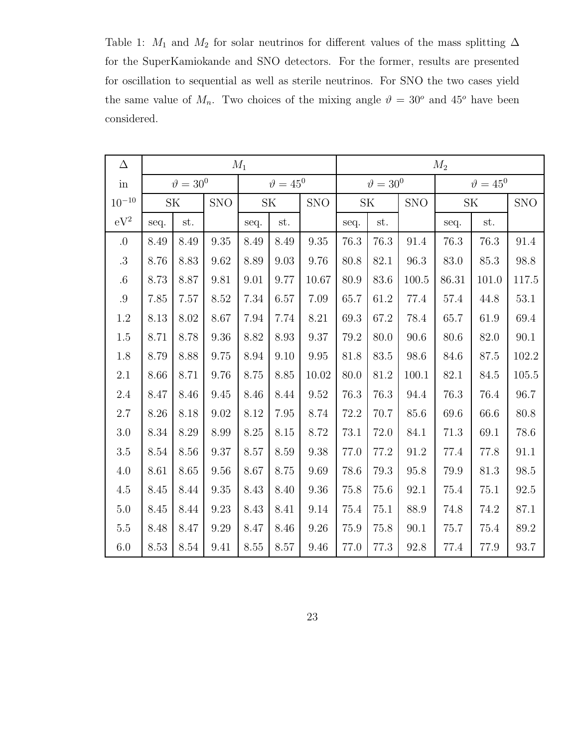Table 1: $M_1$ and $M_2$ for solar neutrinos for different values of the mass splitting $\Delta$ for the SuperKamiokande and SNO detectors. For the former, results are presented for oscillation to sequential as well as sterile neutrinos. For SNO the two cases yield the same value of $M_n$. Two choices of the mixing angle $\vartheta = 30^o$ and $45^o$ have been considered.

| $\Delta$ | $M_1$ | | | | | | $M_2$ | | | | | |
|---|---|---|---|---|---|---|---|---|---|---|---|---|
| in | $\vartheta = 30^0$ | | | $\vartheta = 45^0$ | | | $\vartheta = 30^0$ | | | $\vartheta = 45^0$ | | |
| $10^{-10}$ | SK | | SNO | SK | | SNO | SK | | SNO | SK | | SNO |
| $\mathrm{eV}^2$ | seq. | st. | | seq. | st. | | seq. | st. | | seq. | st. | |
| .0 | 8.49 | 8.49 | 9.35 | 8.49 | 8.49 | 9.35 | 76.3 | 76.3 | 91.4 | 76.3 | 76.3 | 91.4 |
| .3 | 8.76 | 8.83 | 9.62 | 8.89 | 9.03 | 9.76 | 80.8 | 82.1 | 96.3 | 83.0 | 85.3 | 98.8 |
| .6 | 8.73 | 8.87 | 9.81 | 9.01 | 9.77 | 10.67 | 80.9 | 83.6 | 100.5 | 86.31 | 101.0 | 117.5 |
| .9 | 7.85 | 7.57 | 8.52 | 7.34 | 6.57 | 7.09 | 65.7 | 61.2 | 77.4 | 57.4 | 44.8 | 53.1 |
| 1.2 | 8.13 | 8.02 | 8.67 | 7.94 | 7.74 | 8.21 | 69.3 | 67.2 | 78.4 | 65.7 | 61.9 | 69.4 |
| 1.5 | 8.71 | 8.78 | 9.36 | 8.82 | 8.93 | 9.37 | 79.2 | 80.0 | 90.6 | 80.6 | 82.0 | 90.1 |
| 1.8 | 8.79 | 8.88 | 9.75 | 8.94 | 9.10 | 9.95 | 81.8 | 83.5 | 98.6 | 84.6 | 87.5 | 102.2 |
| 2.1 | 8.66 | 8.71 | 9.76 | 8.75 | 8.85 | 10.02 | 80.0 | 81.2 | 100.1 | 82.1 | 84.5 | 105.5 |
| 2.4 | 8.47 | 8.46 | 9.45 | 8.46 | 8.44 | 9.52 | 76.3 | 76.3 | 94.4 | 76.3 | 76.4 | 96.7 |
| 2.7 | 8.26 | 8.18 | 9.02 | 8.12 | 7.95 | 8.74 | 72.2 | 70.7 | 85.6 | 69.6 | 66.6 | 80.8 |
| 3.0 | 8.34 | 8.29 | 8.99 | 8.25 | 8.15 | 8.72 | 73.1 | 72.0 | 84.1 | 71.3 | 69.1 | 78.6 |
| 3.5 | 8.54 | 8.56 | 9.37 | 8.57 | 8.59 | 9.38 | 77.0 | 77.2 | 91.2 | 77.4 | 77.8 | 91.1 |
| 4.0 | 8.61 | 8.65 | 9.56 | 8.67 | 8.75 | 9.69 | 78.6 | 79.3 | 95.8 | 79.9 | 81.3 | 98.5 |
| 4.5 | 8.45 | 8.44 | 9.35 | 8.43 | 8.40 | 9.36 | 75.8 | 75.6 | 92.1 | 75.4 | 75.1 | 92.5 |
| 5.0 | 8.45 | 8.44 | 9.23 | 8.43 | 8.41 | 9.14 | 75.4 | 75.1 | 88.9 | 74.8 | 74.2 | 87.1 |
| 5.5 | 8.48 | 8.47 | 9.29 | 8.47 | 8.46 | 9.26 | 75.9 | 75.8 | 90.1 | 75.7 | 75.4 | 89.2 |
| 6.0 | 8.53 | 8.54 | 9.41 | 8.55 | 8.57 | 9.46 | 77.0 | 77.3 | 92.8 | 77.4 | 77.9 | 93.7 |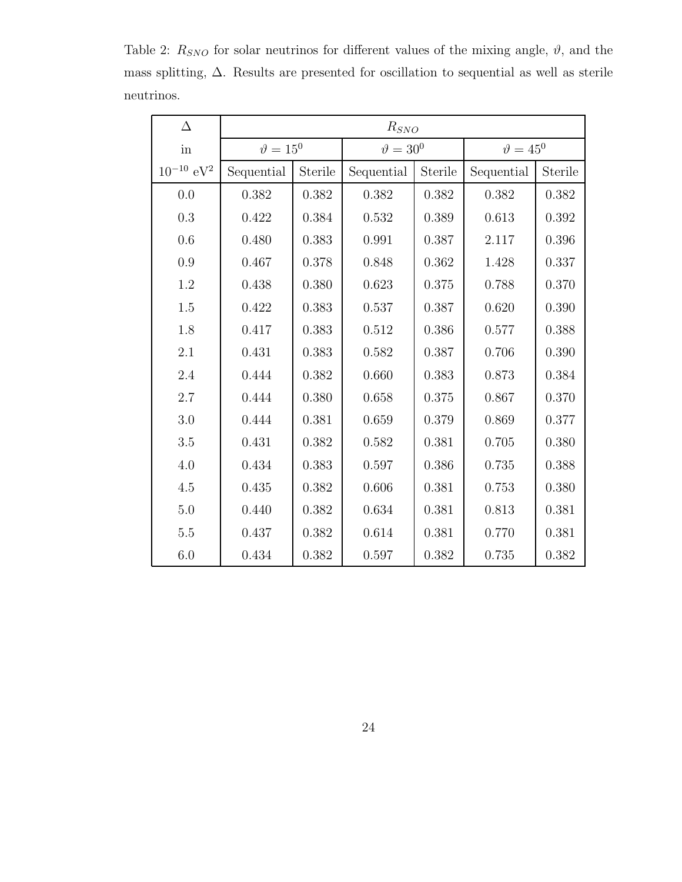Table 2: $R_{SNO}$ for solar neutrinos for different values of the mixing angle, $\vartheta$, and the mass splitting, $\Delta$. Results are presented for oscillation to sequential as well as sterile neutrinos.

| $\Delta$ | $R_{SNO}$ | | | | | |
|---|---|---|---|---|---|---|
| in | $\vartheta = 15^0$ | | $\vartheta = 30^0$ | | $\vartheta = 45^0$ | |
| $10^{-10}$ eV$^2$ | Sequential | Sterile | Sequential | Sterile | Sequential | Sterile |
| 0.0 | 0.382 | 0.382 | 0.382 | 0.382 | 0.382 | 0.382 |
| 0.3 | 0.422 | 0.384 | 0.532 | 0.389 | 0.613 | 0.392 |
| 0.6 | 0.480 | 0.383 | 0.991 | 0.387 | 2.117 | 0.396 |
| 0.9 | 0.467 | 0.378 | 0.848 | 0.362 | 1.428 | 0.337 |
| 1.2 | 0.438 | 0.380 | 0.623 | 0.375 | 0.788 | 0.370 |
| 1.5 | 0.422 | 0.383 | 0.537 | 0.387 | 0.620 | 0.390 |
| 1.8 | 0.417 | 0.383 | 0.512 | 0.386 | 0.577 | 0.388 |
| 2.1 | 0.431 | 0.383 | 0.582 | 0.387 | 0.706 | 0.390 |
| 2.4 | 0.444 | 0.382 | 0.660 | 0.383 | 0.873 | 0.384 |
| 2.7 | 0.444 | 0.380 | 0.658 | 0.375 | 0.867 | 0.370 |
| 3.0 | 0.444 | 0.381 | 0.659 | 0.379 | 0.869 | 0.377 |
| 3.5 | 0.431 | 0.382 | 0.582 | 0.381 | 0.705 | 0.380 |
| 4.0 | 0.434 | 0.383 | 0.597 | 0.386 | 0.735 | 0.388 |
| 4.5 | 0.435 | 0.382 | 0.606 | 0.381 | 0.753 | 0.380 |
| 5.0 | 0.440 | 0.382 | 0.634 | 0.381 | 0.813 | 0.381 |
| 5.5 | 0.437 | 0.382 | 0.614 | 0.381 | 0.770 | 0.381 |
| 6.0 | 0.434 | 0.382 | 0.597 | 0.382 | 0.735 | 0.382 |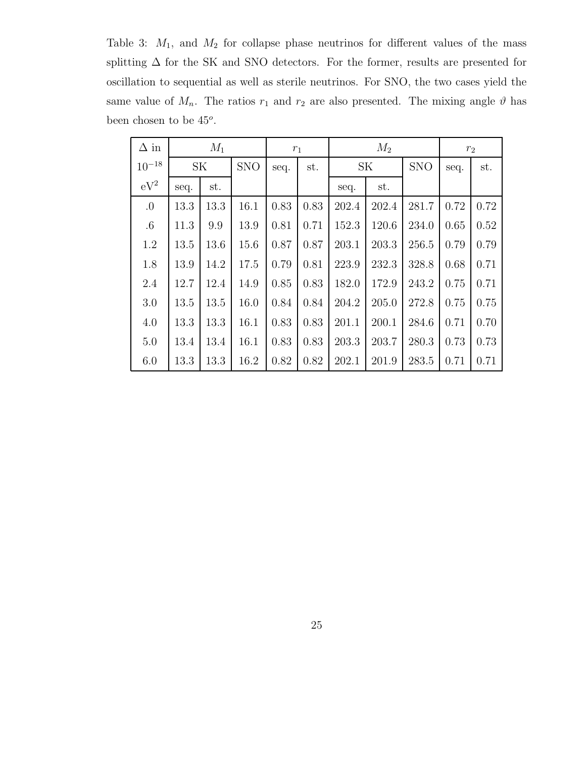Table 3: $M_1$, and $M_2$ for collapse phase neutrinos for different values of the mass splitting $\Delta$ for the SK and SNO detectors. For the former, results are presented for oscillation to sequential as well as sterile neutrinos. For SNO, the two cases yield the same value of $M_n$. The ratios $r_1$ and $r_2$ are also presented. The mixing angle $\vartheta$ has been chosen to be $45^o$.

| $\Delta$ in | $M_1$ | | | $r_1$ | | $M_2$ | | | $r_2$ | |
|---|---|---|---|---|---|---|---|---|---|---|
| $10^{-18}$ | SK | | SNO | seq. | st. | SK | | SNO | seq. | st. |
| $\mathrm{eV}^2$ | seq. | st. | | | | seq. | st. | | | |
| .0 | 13.3 | 13.3 | 16.1 | 0.83 | 0.83 | 202.4 | 202.4 | 281.7 | 0.72 | 0.72 |
| .6 | 11.3 | 9.9 | 13.9 | 0.81 | 0.71 | 152.3 | 120.6 | 234.0 | 0.65 | 0.52 |
| 1.2 | 13.5 | 13.6 | 15.6 | 0.87 | 0.87 | 203.1 | 203.3 | 256.5 | 0.79 | 0.79 |
| 1.8 | 13.9 | 14.2 | 17.5 | 0.79 | 0.81 | 223.9 | 232.3 | 328.8 | 0.68 | 0.71 |
| 2.4 | 12.7 | 12.4 | 14.9 | 0.85 | 0.83 | 182.0 | 172.9 | 243.2 | 0.75 | 0.71 |
| 3.0 | 13.5 | 13.5 | 16.0 | 0.84 | 0.84 | 204.2 | 205.0 | 272.8 | 0.75 | 0.75 |
| 4.0 | 13.3 | 13.3 | 16.1 | 0.83 | 0.83 | 201.1 | 200.1 | 284.6 | 0.71 | 0.70 |
| 5.0 | 13.4 | 13.4 | 16.1 | 0.83 | 0.83 | 203.3 | 203.7 | 280.3 | 0.73 | 0.73 |
| 6.0 | 13.3 | 13.3 | 16.2 | 0.82 | 0.82 | 202.1 | 201.9 | 283.5 | 0.71 | 0.71 |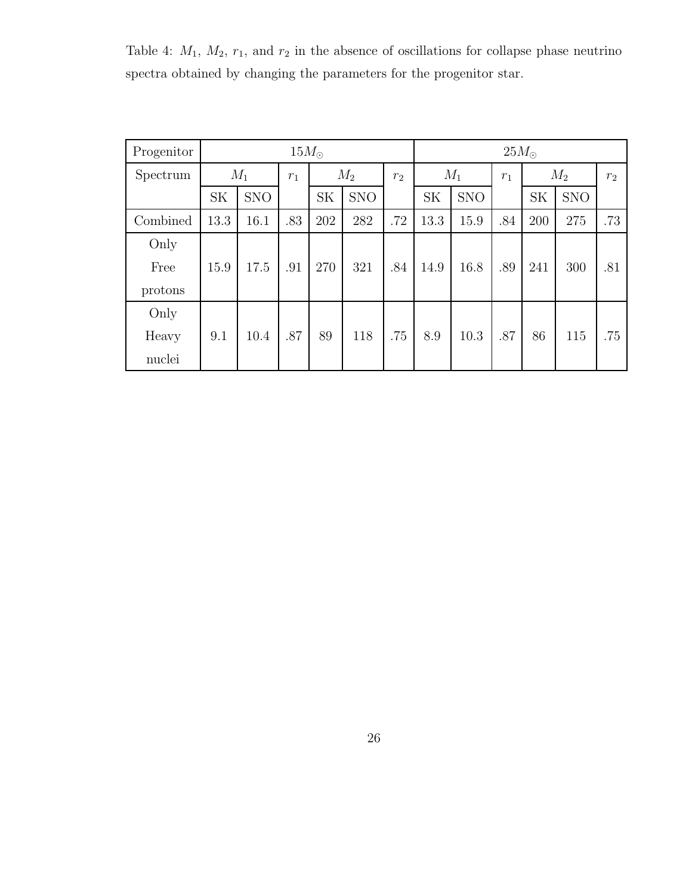Table 4: $M_1$, $M_2$, $r_1$, and $r_2$ in the absence of oscillations for collapse phase neutrino spectra obtained by changing the parameters for the progenitor star.

| Progenitor | $15M_{\odot}$ | | | | | | $25M_{\odot}$ | | | | | |
|---|---|---|---|---|---|---|---|---|---|---|---|---|
| Spectrum | $M_1$ | | $r_1$ | $M_2$ | | $r_2$ | $M_1$ | | $r_1$ | $M_2$ | | $r_2$ |
| | SK | SNO | | SK | SNO | | SK | SNO | | SK | SNO | |
| Combined | 13.3 | 16.1 | .83 | 202 | 282 | .72 | 13.3 | 15.9 | .84 | 200 | 275 | .73 |
| Only Free protons | 15.9 | 17.5 | .91 | 270 | 321 | .84 | 14.9 | 16.8 | .89 | 241 | 300 | .81 |
| Only Heavy nuclei | 9.1 | 10.4 | .87 | 89 | 118 | .75 | 8.9 | 10.3 | .87 | 86 | 115 | .75 |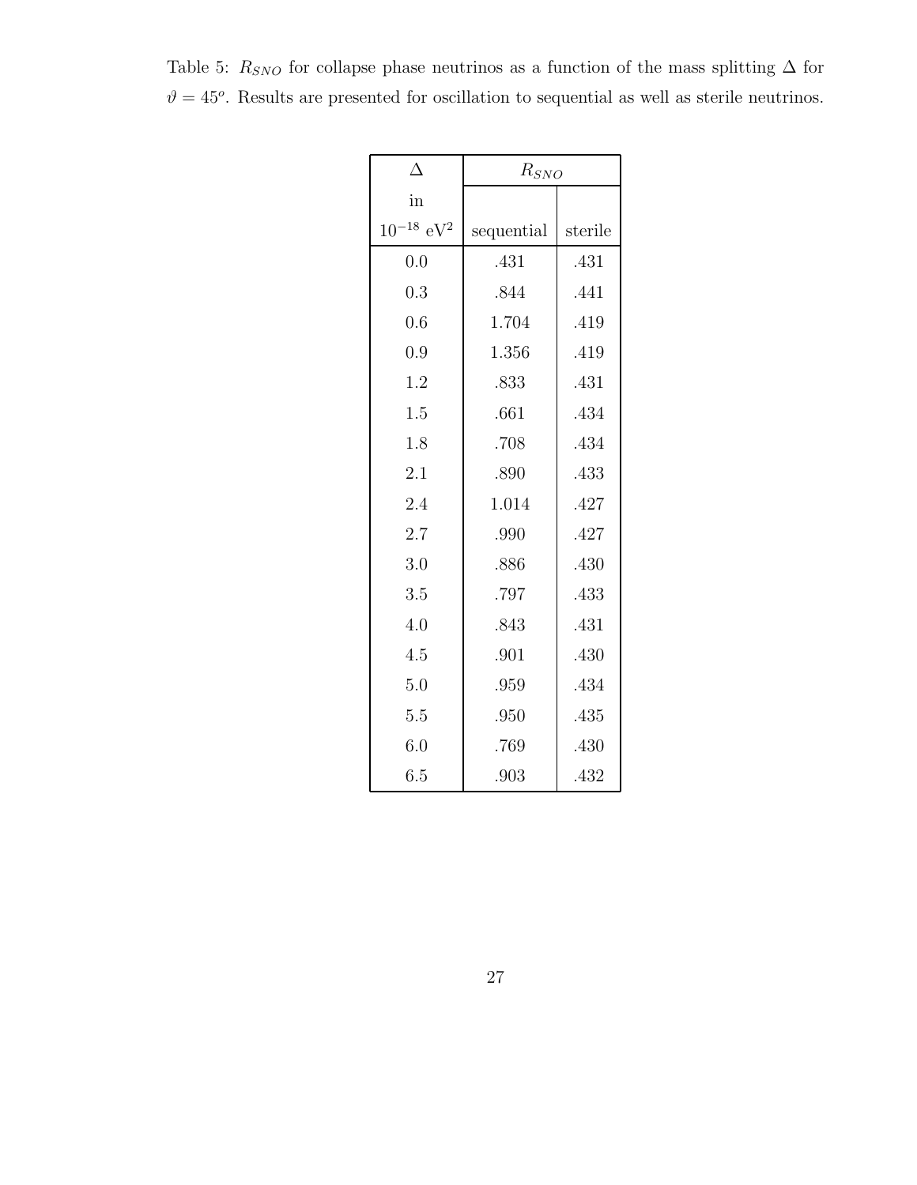Table 5: $R_{SNO}$ for collapse phase neutrinos as a function of the mass splitting $\Delta$ for $\vartheta = 45^o$. Results are presented for oscillation to sequential as well as sterile neutrinos.

| $\Delta$ in $10^{-18}$ eV$^2$ | $R_{SNO}$ | |
|---|---|---|
| | sequential | sterile |
| 0.0 | .431 | .431 |
| 0.3 | .844 | .441 |
| 0.6 | 1.704 | .419 |
| 0.9 | 1.356 | .419 |
| 1.2 | .833 | .431 |
| 1.5 | .661 | .434 |
| 1.8 | .708 | .434 |
| 2.1 | .890 | .433 |
| 2.4 | 1.014 | .427 |
| 2.7 | .990 | .427 |
| 3.0 | .886 | .430 |
| 3.5 | .797 | .433 |
| 4.0 | .843 | .431 |
| 4.5 | .901 | .430 |
| 5.0 | .959 | .434 |
| 5.5 | .950 | .435 |
| 6.0 | .769 | .430 |
| 6.5 | .903 | .432 |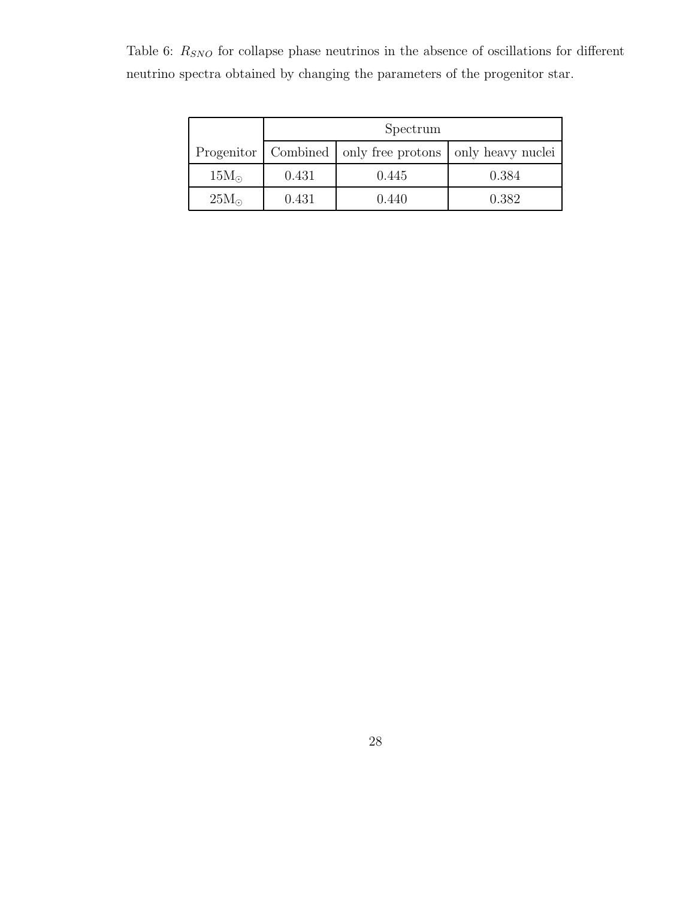Table 6: $R_{SNO}$ for collapse phase neutrinos in the absence of oscillations for different neutrino spectra obtained by changing the parameters of the progenitor star.

| | Spectrum | | |
|---|---|---|---|
| Progenitor | Combined | only free protons | only heavy nuclei |
| $15M_\odot$ | 0.431 | 0.445 | 0.384 |
| $25M_\odot$ | 0.431 | 0.440 | 0.382 |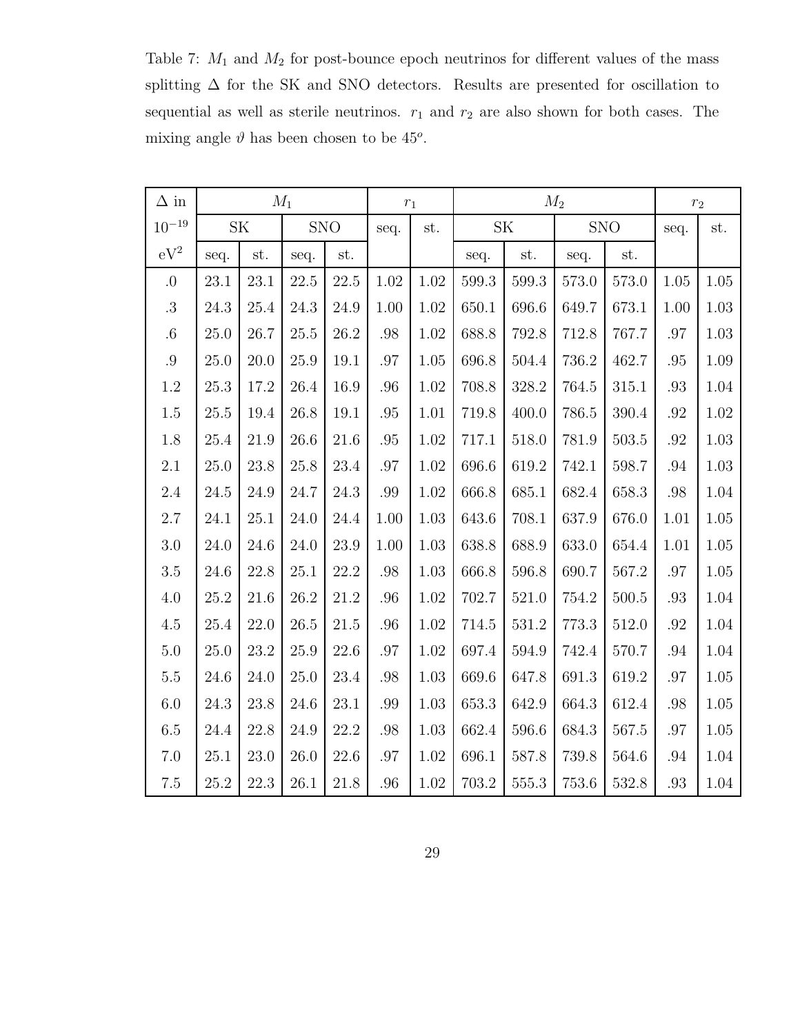Table 7: $M_1$ and $M_2$ for post-bounce epoch neutrinos for different values of the mass splitting $\Delta$ for the SK and SNO detectors. Results are presented for oscillation to sequential as well as sterile neutrinos. $r_1$ and $r_2$ are also shown for both cases. The mixing angle $\vartheta$ has been chosen to be $45^o$.

| $\Delta$ in | $M_1$ | | | | $r_1$ | | $M_2$ | | | | $r_2$ | |
|---|---|---|---|---|---|---|---|---|---|---|---|---|
| $10^{-19}$ | SK | | SNO | | seq. | st. | SK | | SNO | | seq. | st. |
| $\mathrm{eV}^2$ | seq. | st. | seq. | st. | | | seq. | st. | seq. | st. | | |
| .0 | 23.1 | 23.1 | 22.5 | 22.5 | 1.02 | 1.02 | 599.3 | 599.3 | 573.0 | 573.0 | 1.05 | 1.05 |
| .3 | 24.3 | 25.4 | 24.3 | 24.9 | 1.00 | 1.02 | 650.1 | 696.6 | 649.7 | 673.1 | 1.00 | 1.03 |
| .6 | 25.0 | 26.7 | 25.5 | 26.2 | .98 | 1.02 | 688.8 | 792.8 | 712.8 | 767.7 | .97 | 1.03 |
| .9 | 25.0 | 20.0 | 25.9 | 19.1 | .97 | 1.05 | 696.8 | 504.4 | 736.2 | 462.7 | .95 | 1.09 |
| 1.2 | 25.3 | 17.2 | 26.4 | 16.9 | .96 | 1.02 | 708.8 | 328.2 | 764.5 | 315.1 | .93 | 1.04 |
| 1.5 | 25.5 | 19.4 | 26.8 | 19.1 | .95 | 1.01 | 719.8 | 400.0 | 786.5 | 390.4 | .92 | 1.02 |
| 1.8 | 25.4 | 21.9 | 26.6 | 21.6 | .95 | 1.02 | 717.1 | 518.0 | 781.9 | 503.5 | .92 | 1.03 |
| 2.1 | 25.0 | 23.8 | 25.8 | 23.4 | .97 | 1.02 | 696.6 | 619.2 | 742.1 | 598.7 | .94 | 1.03 |
| 2.4 | 24.5 | 24.9 | 24.7 | 24.3 | .99 | 1.02 | 666.8 | 685.1 | 682.4 | 658.3 | .98 | 1.04 |
| 2.7 | 24.1 | 25.1 | 24.0 | 24.4 | 1.00 | 1.03 | 643.6 | 708.1 | 637.9 | 676.0 | 1.01 | 1.05 |
| 3.0 | 24.0 | 24.6 | 24.0 | 23.9 | 1.00 | 1.03 | 638.8 | 688.9 | 633.0 | 654.4 | 1.01 | 1.05 |
| 3.5 | 24.6 | 22.8 | 25.1 | 22.2 | .98 | 1.03 | 666.8 | 596.8 | 690.7 | 567.2 | .97 | 1.05 |
| 4.0 | 25.2 | 21.6 | 26.2 | 21.2 | .96 | 1.02 | 702.7 | 521.0 | 754.2 | 500.5 | .93 | 1.04 |
| 4.5 | 25.4 | 22.0 | 26.5 | 21.5 | .96 | 1.02 | 714.5 | 531.2 | 773.3 | 512.0 | .92 | 1.04 |
| 5.0 | 25.0 | 23.2 | 25.9 | 22.6 | .97 | 1.02 | 697.4 | 594.9 | 742.4 | 570.7 | .94 | 1.04 |
| 5.5 | 24.6 | 24.0 | 25.0 | 23.4 | .98 | 1.03 | 669.6 | 647.8 | 691.3 | 619.2 | .97 | 1.05 |
| 6.0 | 24.3 | 23.8 | 24.6 | 23.1 | .99 | 1.03 | 653.3 | 642.9 | 664.3 | 612.4 | .98 | 1.05 |
| 6.5 | 24.4 | 22.8 | 24.9 | 22.2 | .98 | 1.03 | 662.4 | 596.6 | 684.3 | 567.5 | .97 | 1.05 |
| 7.0 | 25.1 | 23.0 | 26.0 | 22.6 | .97 | 1.02 | 696.1 | 587.8 | 739.8 | 564.6 | .94 | 1.04 |
| 7.5 | 25.2 | 22.3 | 26.1 | 21.8 | .96 | 1.02 | 703.2 | 555.3 | 753.6 | 532.8 | .93 | 1.04 |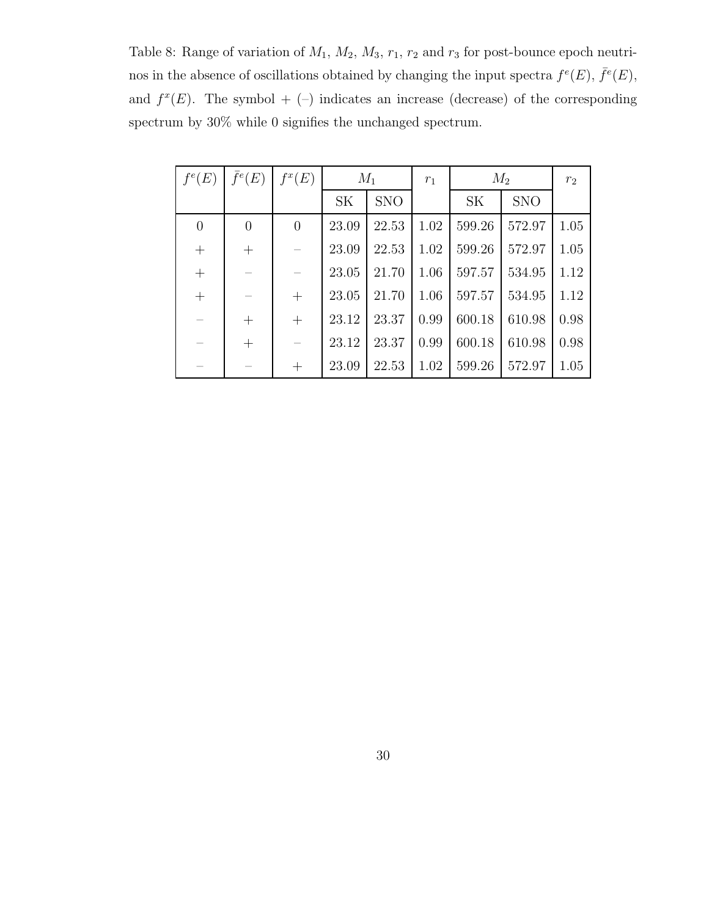Table 8: Range of variation of $M_1$, $M_2$, $M_3$, $r_1$, $r_2$ and $r_3$ for post-bounce epoch neutrinos in the absence of oscillations obtained by changing the input spectra $f^e(E)$, $\bar{f}^e(E)$, and $f^x(E)$. The symbol + (–) indicates an increase (decrease) of the corresponding spectrum by 30% while 0 signifies the unchanged spectrum.

| $f^e(E)$ | $\bar{f}^e(E)$ | $f^x(E)$ | $M_1$ | | $r_1$ | $M_2$ | | $r_2$ |
|---|---|---|---|---|---|---|---|---|
| | | | SK | SNO | | SK | SNO | |
| 0 | 0 | 0 | 23.09 | 22.53 | 1.02 | 599.26 | 572.97 | 1.05 |
| + | + | – | 23.09 | 22.53 | 1.02 | 599.26 | 572.97 | 1.05 |
| + | – | – | 23.05 | 21.70 | 1.06 | 597.57 | 534.95 | 1.12 |
| + | – | + | 23.05 | 21.70 | 1.06 | 597.57 | 534.95 | 1.12 |
| – | + | + | 23.12 | 23.37 | 0.99 | 600.18 | 610.98 | 0.98 |
| – | + | – | 23.12 | 23.37 | 0.99 | 600.18 | 610.98 | 0.98 |
| – | – | + | 23.09 | 22.53 | 1.02 | 599.26 | 572.97 | 1.05 |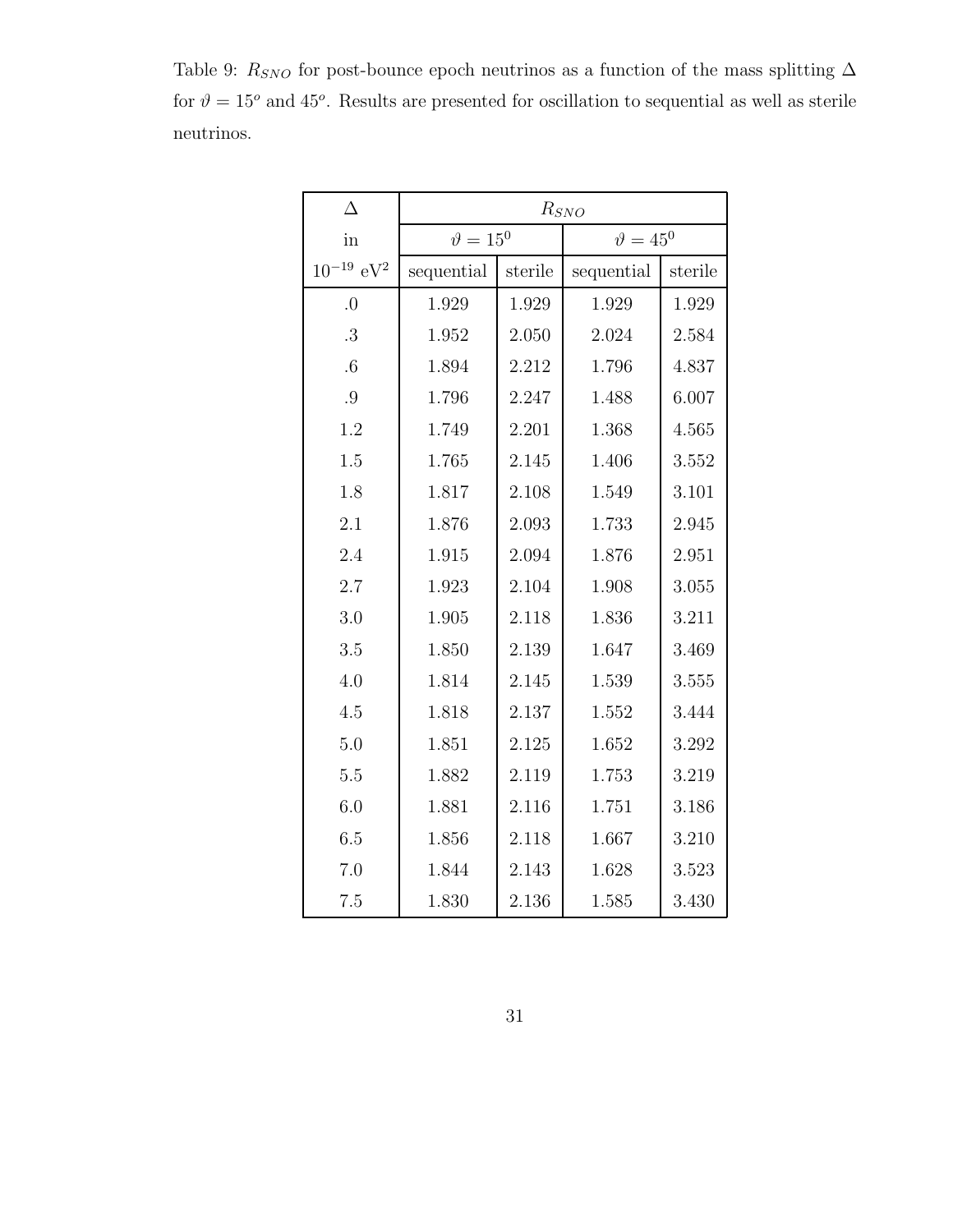Table 9: $R_{SNO}$ for post-bounce epoch neutrinos as a function of the mass splitting $\Delta$ for $\vartheta = 15^o$ and $45^o$. Results are presented for oscillation to sequential as well as sterile neutrinos.

| $\Delta$ | $R_{SNO}$ | | | |
|---|---|---|---|---|
| in | $\vartheta = 15^0$ | | $\vartheta = 45^0$ | |
| $10^{-19}$ eV$^2$ | sequential | sterile | sequential | sterile |
| .0 | 1.929 | 1.929 | 1.929 | 1.929 |
| .3 | 1.952 | 2.050 | 2.024 | 2.584 |
| .6 | 1.894 | 2.212 | 1.796 | 4.837 |
| .9 | 1.796 | 2.247 | 1.488 | 6.007 |
| 1.2 | 1.749 | 2.201 | 1.368 | 4.565 |
| 1.5 | 1.765 | 2.145 | 1.406 | 3.552 |
| 1.8 | 1.817 | 2.108 | 1.549 | 3.101 |
| 2.1 | 1.876 | 2.093 | 1.733 | 2.945 |
| 2.4 | 1.915 | 2.094 | 1.876 | 2.951 |
| 2.7 | 1.923 | 2.104 | 1.908 | 3.055 |
| 3.0 | 1.905 | 2.118 | 1.836 | 3.211 |
| 3.5 | 1.850 | 2.139 | 1.647 | 3.469 |
| 4.0 | 1.814 | 2.145 | 1.539 | 3.555 |
| 4.5 | 1.818 | 2.137 | 1.552 | 3.444 |
| 5.0 | 1.851 | 2.125 | 1.652 | 3.292 |
| 5.5 | 1.882 | 2.119 | 1.753 | 3.219 |
| 6.0 | 1.881 | 2.116 | 1.751 | 3.186 |
| 6.5 | 1.856 | 2.118 | 1.667 | 3.210 |
| 7.0 | 1.844 | 2.143 | 1.628 | 3.523 |
| 7.5 | 1.830 | 2.136 | 1.585 | 3.430 |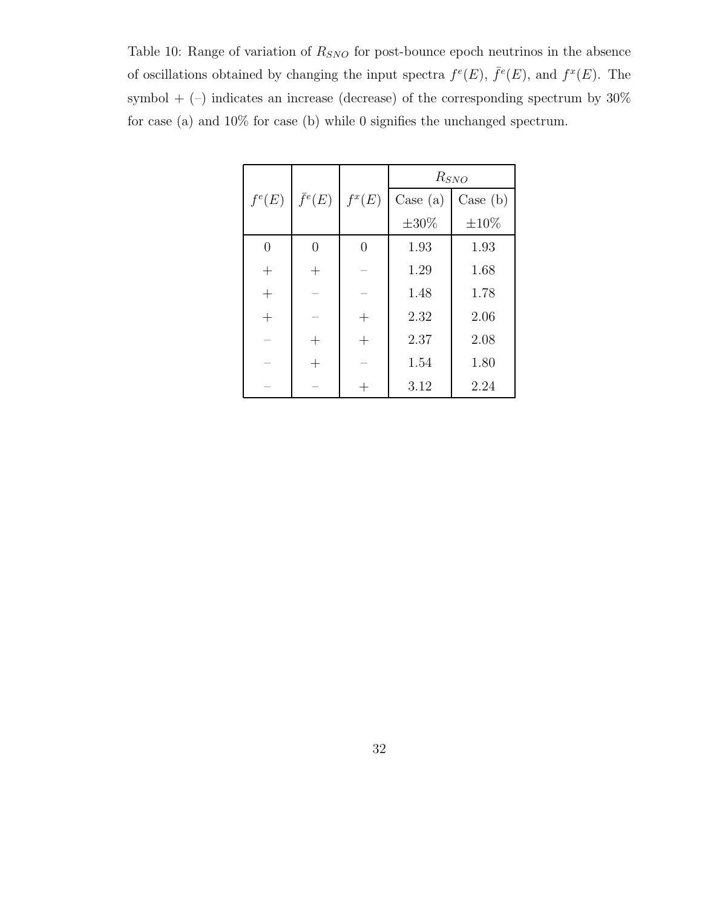Table 10: Range of variation of $R_{SNO}$ for post-bounce epoch neutrinos in the absence of oscillations obtained by changing the input spectra $f^e(E)$, $\bar{f}^e(E)$, and $f^x(E)$. The symbol + (–) indicates an increase (decrease) of the corresponding spectrum by 30% for case (a) and 10% for case (b) while 0 signifies the unchanged spectrum.

| $f^e(E)$ | $\bar{f}^e(E)$ | $f^x(E)$ | $R_{SNO}$ | |
|---|---|---|---|---|
| | | | Case (a) $\pm 30\%$ | Case (b) $\pm 10\%$ |
| 0 | 0 | 0 | 1.93 | 1.93 |
| + | + | – | 1.29 | 1.68 |
| + | – | – | 1.48 | 1.78 |
| + | – | + | 2.32 | 2.06 |
| – | + | + | 2.37 | 2.08 |
| – | + | – | 1.54 | 1.80 |
| – | – | + | 3.12 | 2.24 |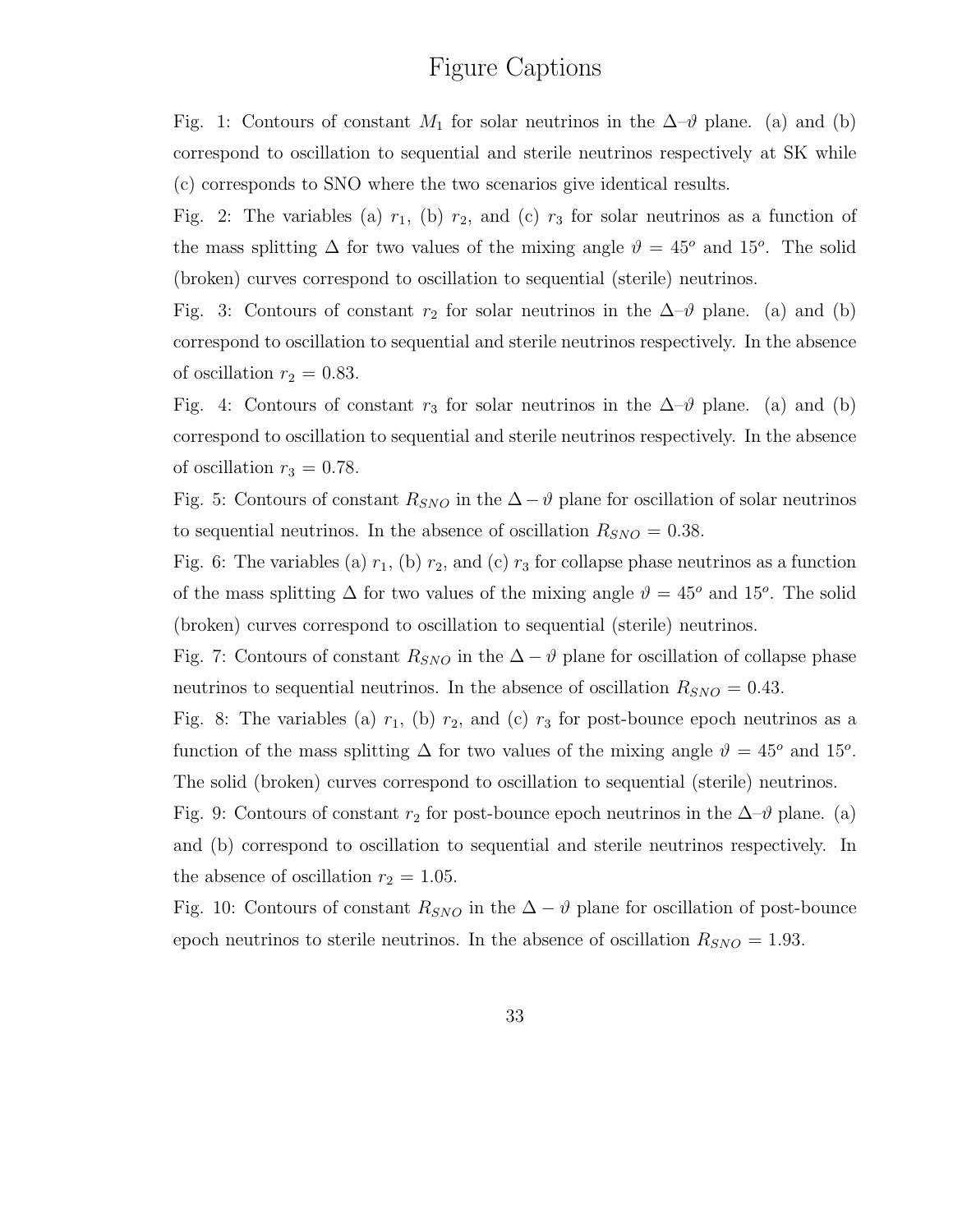# Figure Captions

Fig. 1: Contours of constant $M_1$ for solar neutrinos in the $\Delta$–$\vartheta$ plane. (a) and (b) correspond to oscillation to sequential and sterile neutrinos respectively at SK while (c) corresponds to SNO where the two scenarios give identical results.

Fig. 2: The variables (a) $r_1$, (b) $r_2$, and (c) $r_3$ for solar neutrinos as a function of the mass splitting $\Delta$ for two values of the mixing angle $\vartheta = 45^o$ and $15^o$. The solid (broken) curves correspond to oscillation to sequential (sterile) neutrinos.

Fig. 3: Contours of constant $r_2$ for solar neutrinos in the $\Delta$–$\vartheta$ plane. (a) and (b) correspond to oscillation to sequential and sterile neutrinos respectively. In the absence of oscillation $r_2 = 0.83$.

Fig. 4: Contours of constant $r_3$ for solar neutrinos in the $\Delta$–$\vartheta$ plane. (a) and (b) correspond to oscillation to sequential and sterile neutrinos respectively. In the absence of oscillation $r_3 = 0.78$.

Fig. 5: Contours of constant $R_{SNO}$ in the $\Delta - \vartheta$ plane for oscillation of solar neutrinos to sequential neutrinos. In the absence of oscillation $R_{SNO} = 0.38$.

Fig. 6: The variables (a) $r_1$, (b) $r_2$, and (c) $r_3$ for collapse phase neutrinos as a function of the mass splitting $\Delta$ for two values of the mixing angle $\vartheta = 45^o$ and $15^o$. The solid (broken) curves correspond to oscillation to sequential (sterile) neutrinos.

Fig. 7: Contours of constant $R_{SNO}$ in the $\Delta - \vartheta$ plane for oscillation of collapse phase neutrinos to sequential neutrinos. In the absence of oscillation $R_{SNO} = 0.43$.

Fig. 8: The variables (a) $r_1$, (b) $r_2$, and (c) $r_3$ for post-bounce epoch neutrinos as a function of the mass splitting $\Delta$ for two values of the mixing angle $\vartheta = 45^o$ and $15^o$. The solid (broken) curves correspond to oscillation to sequential (sterile) neutrinos.

Fig. 9: Contours of constant $r_2$ for post-bounce epoch neutrinos in the $\Delta$–$\vartheta$ plane. (a) and (b) correspond to oscillation to sequential and sterile neutrinos respectively. In the absence of oscillation $r_2 = 1.05$.

Fig. 10: Contours of constant $R_{SNO}$ in the $\Delta - \vartheta$ plane for oscillation of post-bounce epoch neutrinos to sterile neutrinos. In the absence of oscillation $R_{SNO} = 1.93$.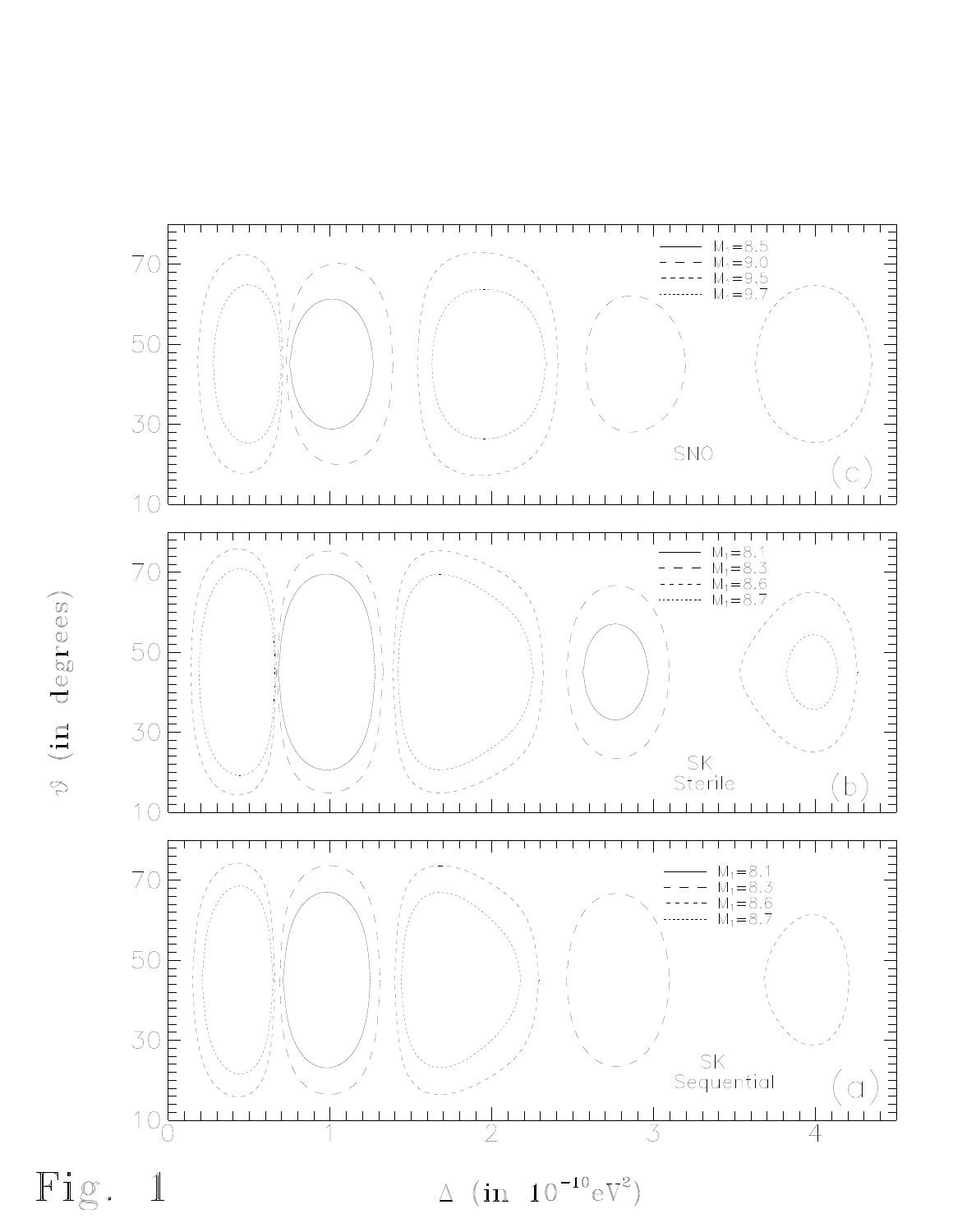Fig. 1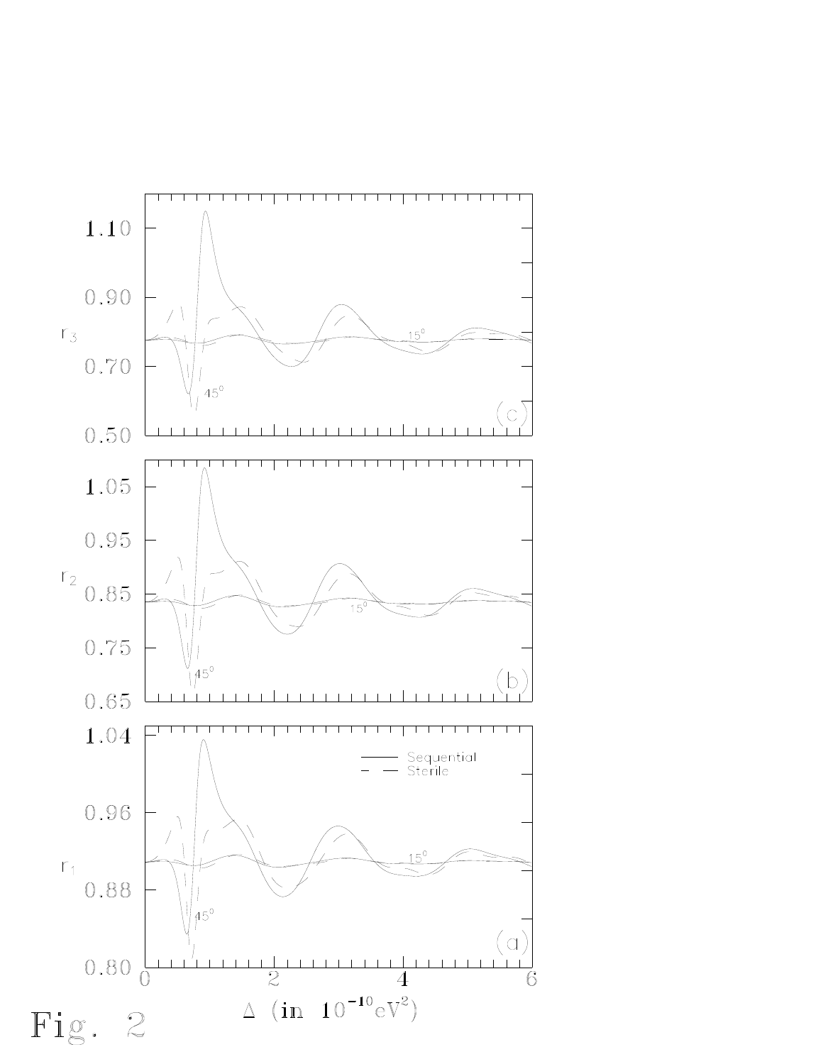Fig. 2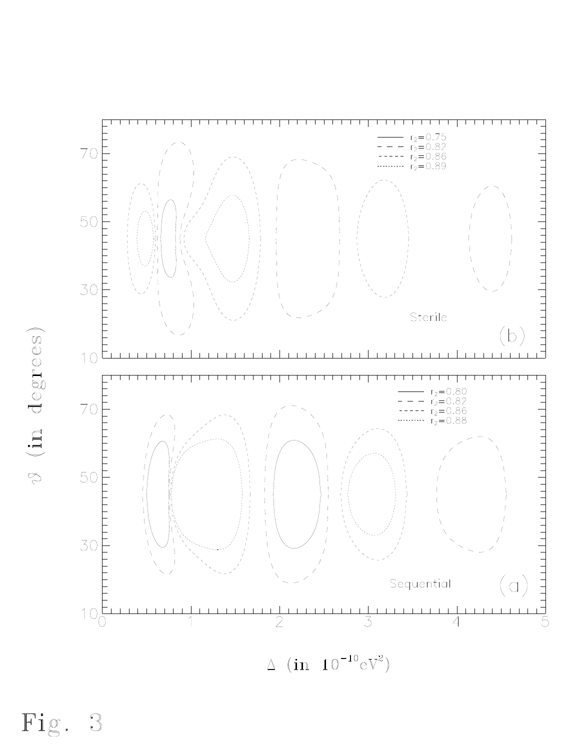Fig. 3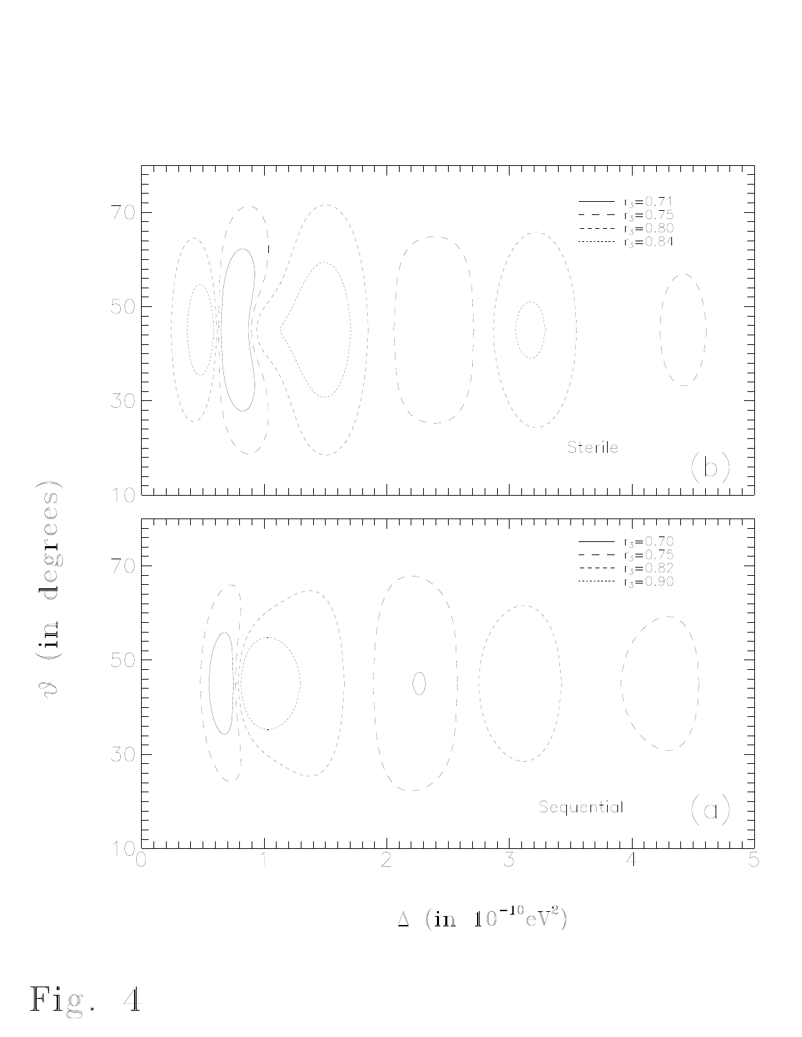Fig. 4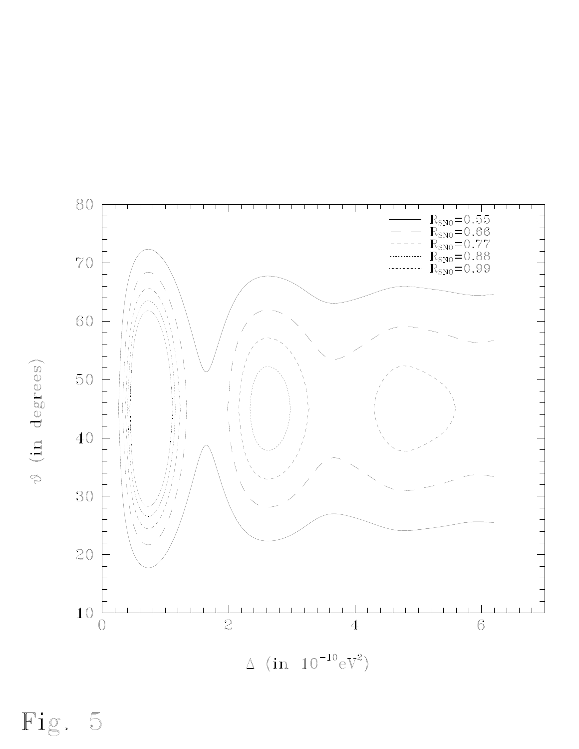Fig. 5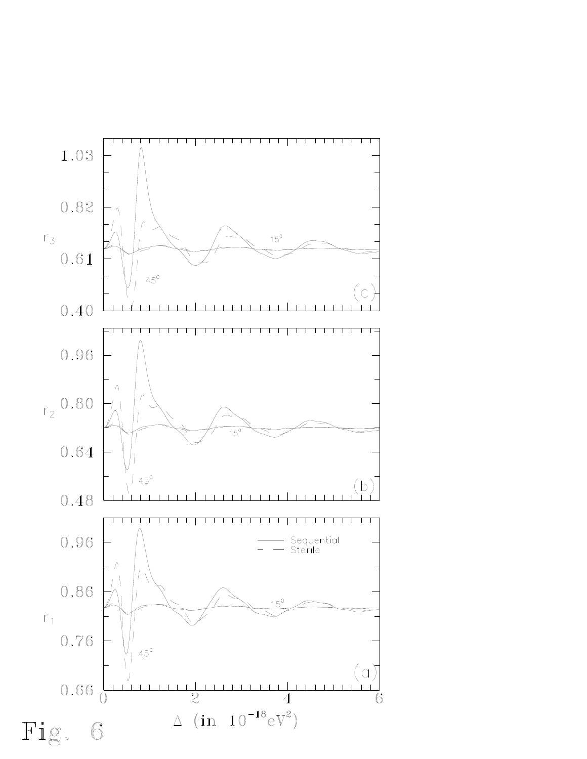Fig. 6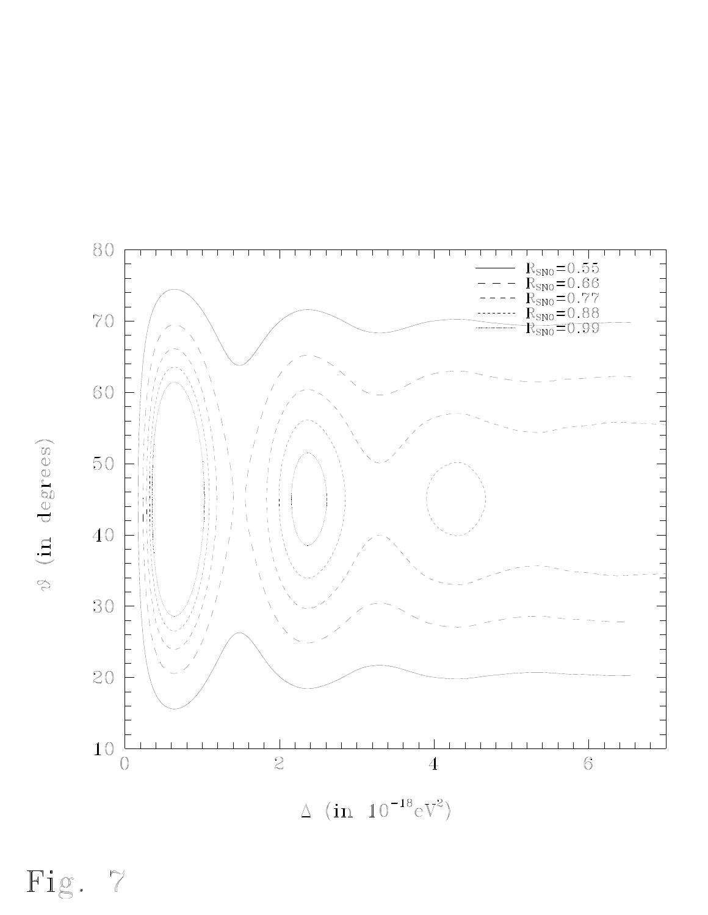| | |
|---|---|
| —— | $R_{SNO}=0.55$ |
| — — | $R_{SNO}=0.66$ |
| - - - | $R_{SNO}=0.77$ |
| ······ | $R_{SNO}=0.88$ |
| ········ | $R_{SNO}=0.99$ |

$\vartheta$ (in degrees)

$\Delta$ (in $10^{-18}\,\text{eV}^2$)

Fig. 7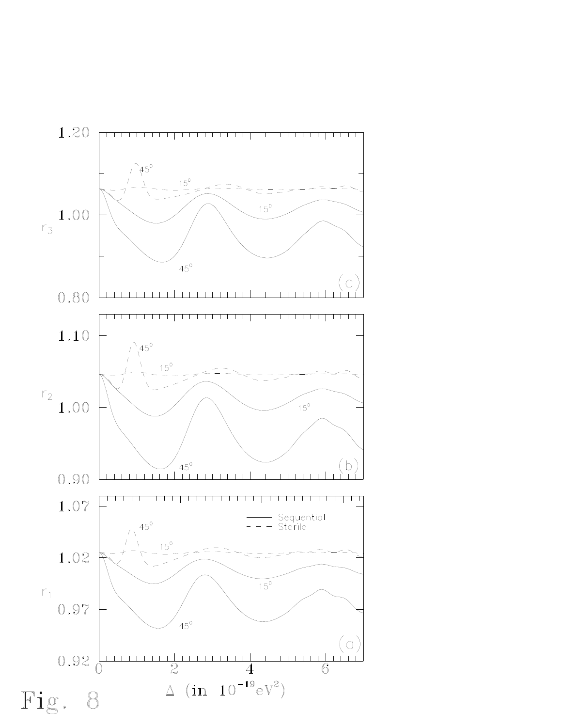Fig. 8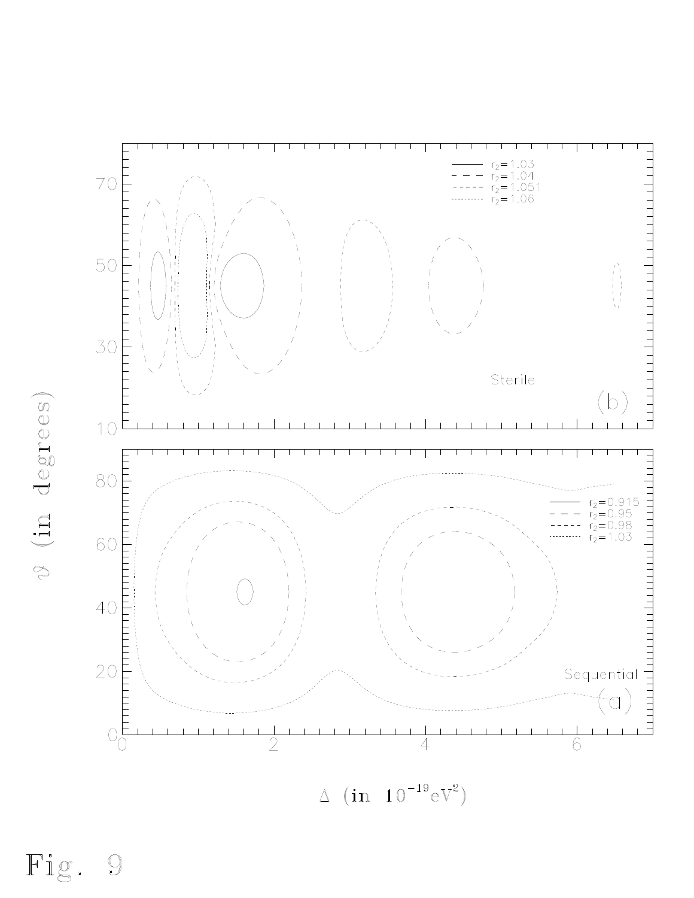Fig. 9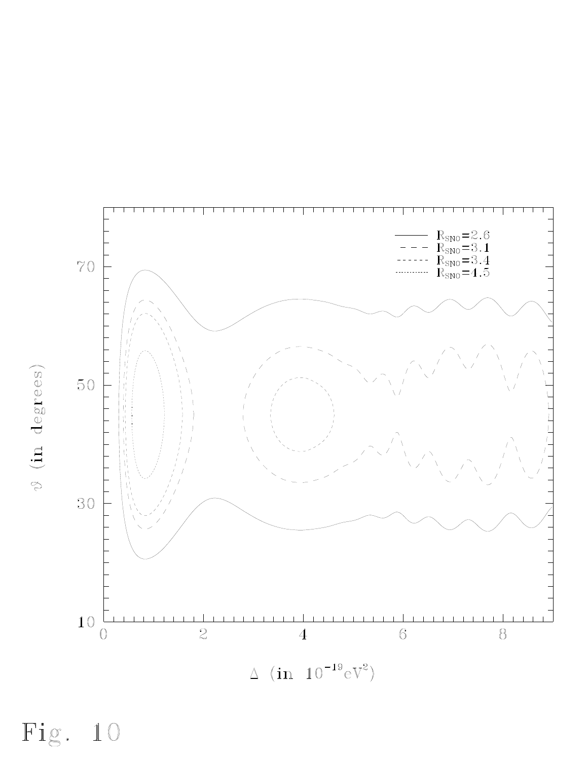$R_{SNO}=2.6$

$R_{SNO}=3.1$

$R_{SNO}=3.4$

$R_{SNO}=4.5$

70

50

30

10

$\vartheta$ (in degrees)

0

2

4

6

8

$\Delta$ (in $10^{-19}\text{eV}^2$)

Fig. 10